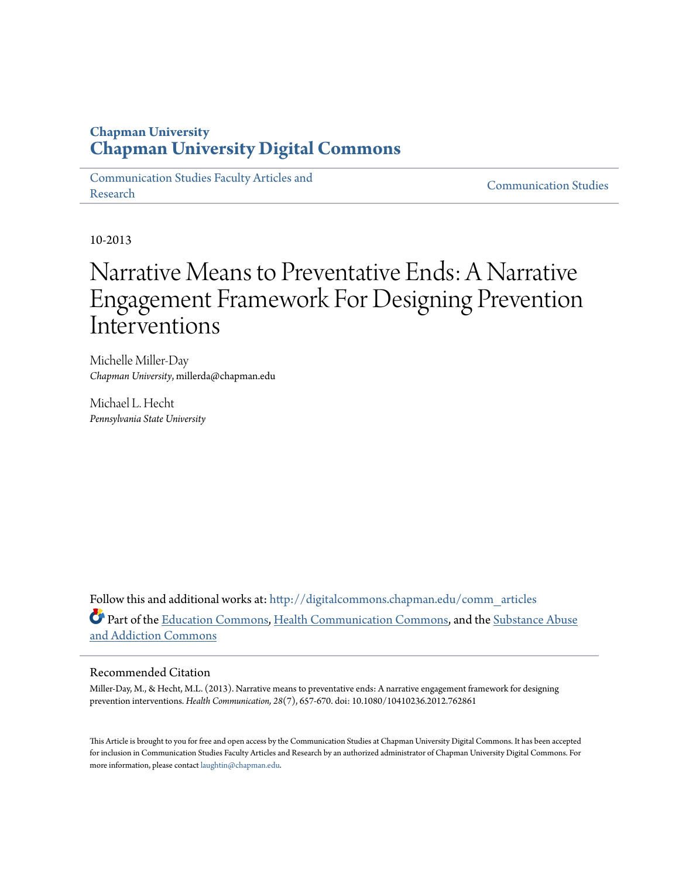# Chapman University
# Chapman University Digital Commons

Communication Studies Faculty Articles and Research | Communication Studies

10-2013

# Narrative Means to Preventative Ends: A Narrative Engagement Framework For Designing Prevention Interventions

Michelle Miller-Day
*Chapman University*, millerda@chapman.edu

Michael L. Hecht
*Pennsylvania State University*

Follow this and additional works at: http://digitalcommons.chapman.edu/comm_articles

Part of the Education Commons, Health Communication Commons, and the Substance Abuse and Addiction Commons

## Recommended Citation

Miller-Day, M., & Hecht, M.L. (2013). Narrative means to preventative ends: A narrative engagement framework for designing prevention interventions. *Health Communication, 28*(7), 657-670. doi: 10.1080/10410236.2012.762861

This Article is brought to you for free and open access by the Communication Studies at Chapman University Digital Commons. It has been accepted for inclusion in Communication Studies Faculty Articles and Research by an authorized administrator of Chapman University Digital Commons. For more information, please contact laughtin@chapman.edu.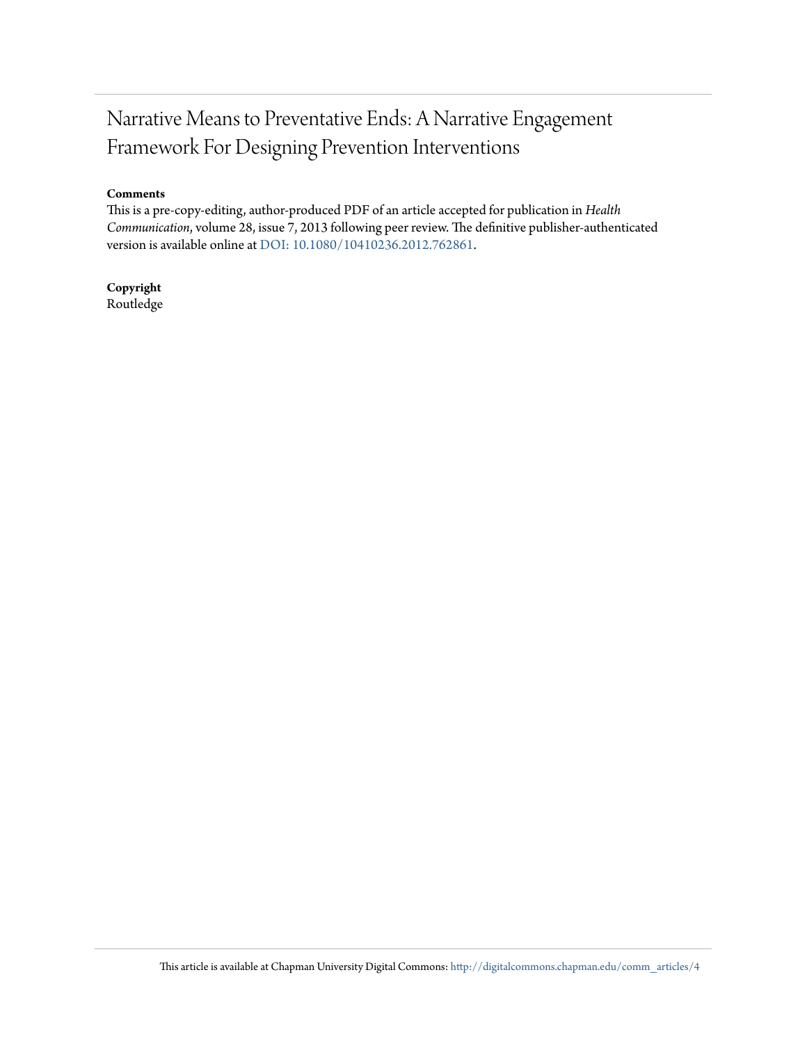# Narrative Means to Preventative Ends: A Narrative Engagement Framework For Designing Prevention Interventions

**Comments**

This is a pre-copy-editing, author-produced PDF of an article accepted for publication in *Health Communication*, volume 28, issue 7, 2013 following peer review. The definitive publisher-authenticated version is available online at DOI: 10.1080/10410236.2012.762861.

**Copyright**

Routledge

This article is available at Chapman University Digital Commons: http://digitalcommons.chapman.edu/comm_articles/4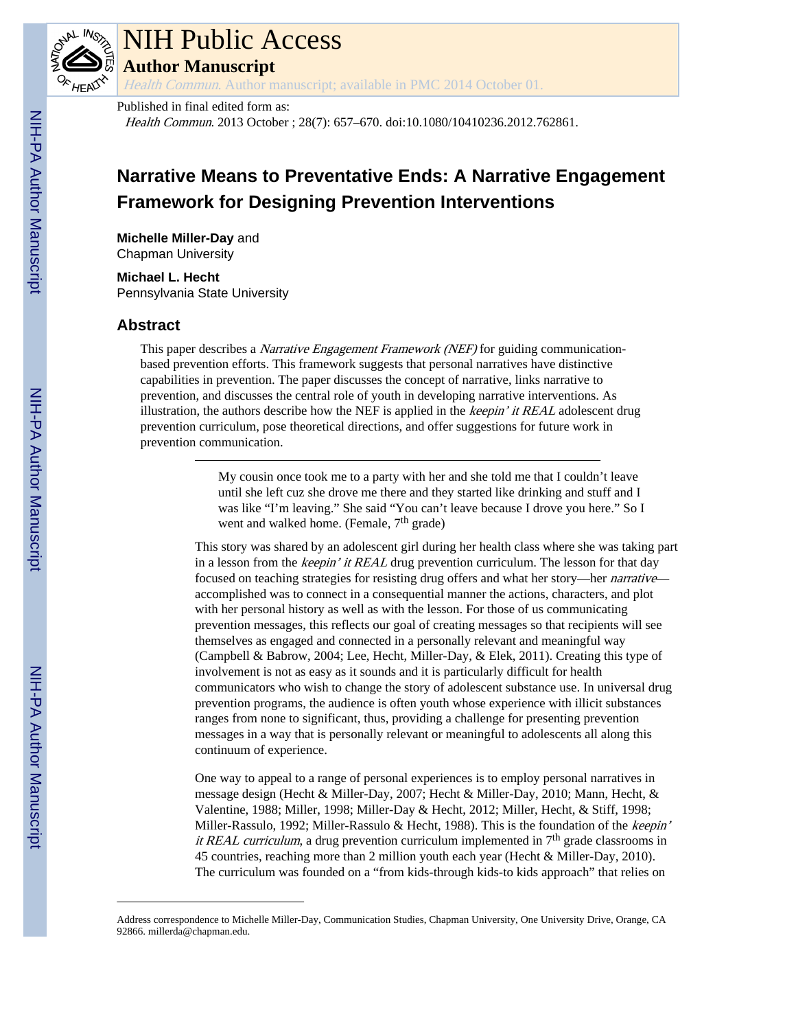# Narrative Means to Preventative Ends: A Narrative Engagement Framework for Designing Prevention Interventions

**Michelle Miller-Day** and
Chapman University

**Michael L. Hecht**
Pennsylvania State University

## Abstract

This paper describes a *Narrative Engagement Framework (NEF)* for guiding communication-based prevention efforts. This framework suggests that personal narratives have distinctive capabilities in prevention. The paper discusses the concept of narrative, links narrative to prevention, and discusses the central role of youth in developing narrative interventions. As illustration, the authors describe how the NEF is applied in the *keepin' it REAL* adolescent drug prevention curriculum, pose theoretical directions, and offer suggestions for future work in prevention communication.

---

> My cousin once took me to a party with her and she told me that I couldn't leave until she left cuz she drove me there and they started like drinking and stuff and I was like "I'm leaving." She said "You can't leave because I drove you here." So I went and walked home. (Female, 7th grade)

This story was shared by an adolescent girl during her health class where she was taking part in a lesson from the *keepin' it REAL* drug prevention curriculum. The lesson for that day focused on teaching strategies for resisting drug offers and what her story—her *narrative*—accomplished was to connect in a consequential manner the actions, characters, and plot with her personal history as well as with the lesson. For those of us communicating prevention messages, this reflects our goal of creating messages so that recipients will see themselves as engaged and connected in a personally relevant and meaningful way (Campbell & Babrow, 2004; Lee, Hecht, Miller-Day, & Elek, 2011). Creating this type of involvement is not as easy as it sounds and it is particularly difficult for health communicators who wish to change the story of adolescent substance use. In universal drug prevention programs, the audience is often youth whose experience with illicit substances ranges from none to significant, thus, providing a challenge for presenting prevention messages in a way that is personally relevant or meaningful to adolescents all along this continuum of experience.

One way to appeal to a range of personal experiences is to employ personal narratives in message design (Hecht & Miller-Day, 2007; Hecht & Miller-Day, 2010; Mann, Hecht, & Valentine, 1988; Miller, 1998; Miller-Day & Hecht, 2012; Miller, Hecht, & Stiff, 1998; Miller-Rassulo, 1992; Miller-Rassulo & Hecht, 1988). This is the foundation of the *keepin' it REAL curriculum*, a drug prevention curriculum implemented in 7th grade classrooms in 45 countries, reaching more than 2 million youth each year (Hecht & Miller-Day, 2010). The curriculum was founded on a "from kids-through kids-to kids approach" that relies on

---

Address correspondence to Michelle Miller-Day, Communication Studies, Chapman University, One University Drive, Orange, CA 92866. millerda@chapman.edu.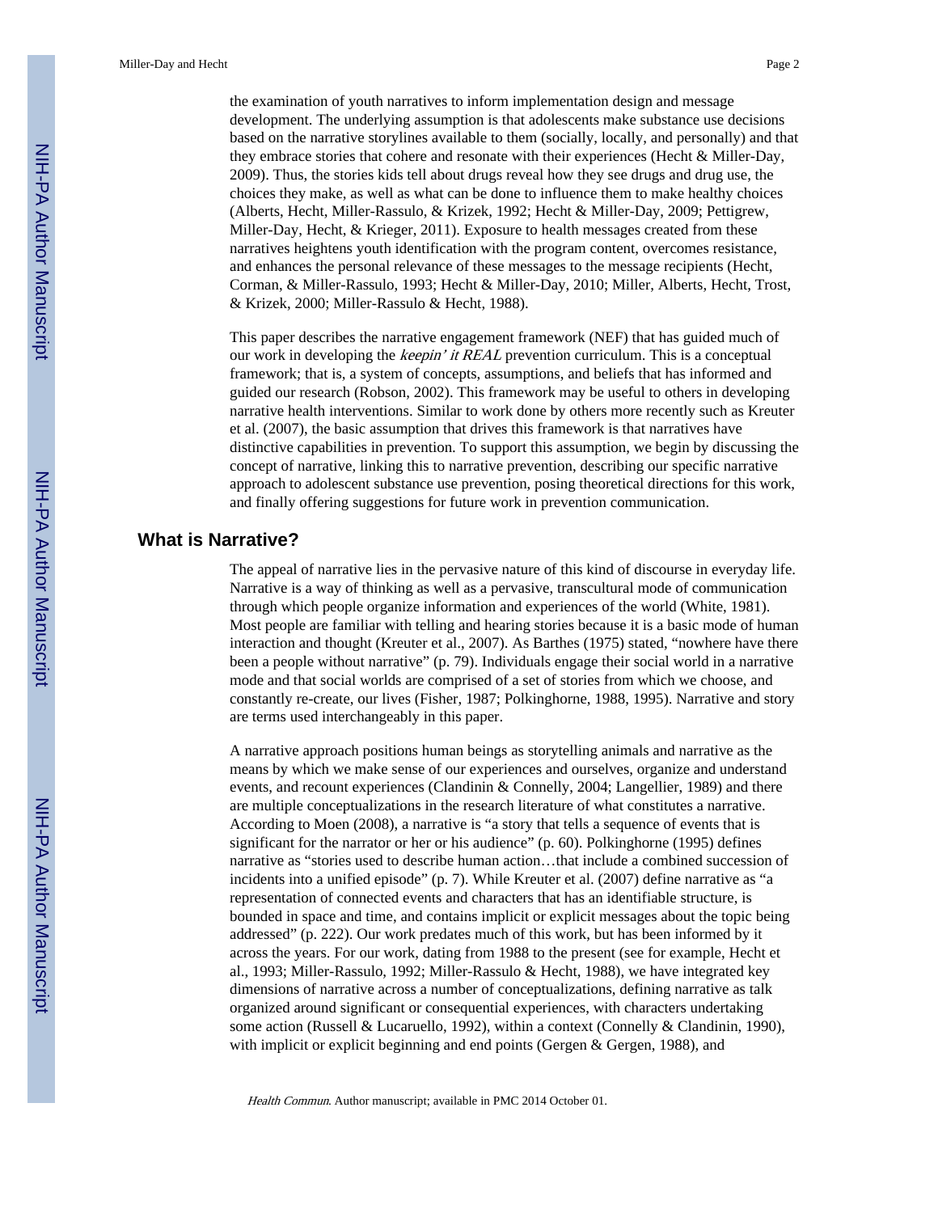the examination of youth narratives to inform implementation design and message development. The underlying assumption is that adolescents make substance use decisions based on the narrative storylines available to them (socially, locally, and personally) and that they embrace stories that cohere and resonate with their experiences (Hecht & Miller-Day, 2009). Thus, the stories kids tell about drugs reveal how they see drugs and drug use, the choices they make, as well as what can be done to influence them to make healthy choices (Alberts, Hecht, Miller-Rassulo, & Krizek, 1992; Hecht & Miller-Day, 2009; Pettigrew, Miller-Day, Hecht, & Krieger, 2011). Exposure to health messages created from these narratives heightens youth identification with the program content, overcomes resistance, and enhances the personal relevance of these messages to the message recipients (Hecht, Corman, & Miller-Rassulo, 1993; Hecht & Miller-Day, 2010; Miller, Alberts, Hecht, Trost, & Krizek, 2000; Miller-Rassulo & Hecht, 1988).

This paper describes the narrative engagement framework (NEF) that has guided much of our work in developing the *keepin' it REAL* prevention curriculum. This is a conceptual framework; that is, a system of concepts, assumptions, and beliefs that has informed and guided our research (Robson, 2002). This framework may be useful to others in developing narrative health interventions. Similar to work done by others more recently such as Kreuter et al. (2007), the basic assumption that drives this framework is that narratives have distinctive capabilities in prevention. To support this assumption, we begin by discussing the concept of narrative, linking this to narrative prevention, describing our specific narrative approach to adolescent substance use prevention, posing theoretical directions for this work, and finally offering suggestions for future work in prevention communication.

## What is Narrative?

The appeal of narrative lies in the pervasive nature of this kind of discourse in everyday life. Narrative is a way of thinking as well as a pervasive, transcultural mode of communication through which people organize information and experiences of the world (White, 1981). Most people are familiar with telling and hearing stories because it is a basic mode of human interaction and thought (Kreuter et al., 2007). As Barthes (1975) stated, "nowhere have there been a people without narrative" (p. 79). Individuals engage their social world in a narrative mode and that social worlds are comprised of a set of stories from which we choose, and constantly re-create, our lives (Fisher, 1987; Polkinghorne, 1988, 1995). Narrative and story are terms used interchangeably in this paper.

A narrative approach positions human beings as storytelling animals and narrative as the means by which we make sense of our experiences and ourselves, organize and understand events, and recount experiences (Clandinin & Connelly, 2004; Langellier, 1989) and there are multiple conceptualizations in the research literature of what constitutes a narrative. According to Moen (2008), a narrative is "a story that tells a sequence of events that is significant for the narrator or her or his audience" (p. 60). Polkinghorne (1995) defines narrative as "stories used to describe human action…that include a combined succession of incidents into a unified episode" (p. 7). While Kreuter et al. (2007) define narrative as "a representation of connected events and characters that has an identifiable structure, is bounded in space and time, and contains implicit or explicit messages about the topic being addressed" (p. 222). Our work predates much of this work, but has been informed by it across the years. For our work, dating from 1988 to the present (see for example, Hecht et al., 1993; Miller-Rassulo, 1992; Miller-Rassulo & Hecht, 1988), we have integrated key dimensions of narrative across a number of conceptualizations, defining narrative as talk organized around significant or consequential experiences, with characters undertaking some action (Russell & Lucaruello, 1992), within a context (Connelly & Clandinin, 1990), with implicit or explicit beginning and end points (Gergen & Gergen, 1988), and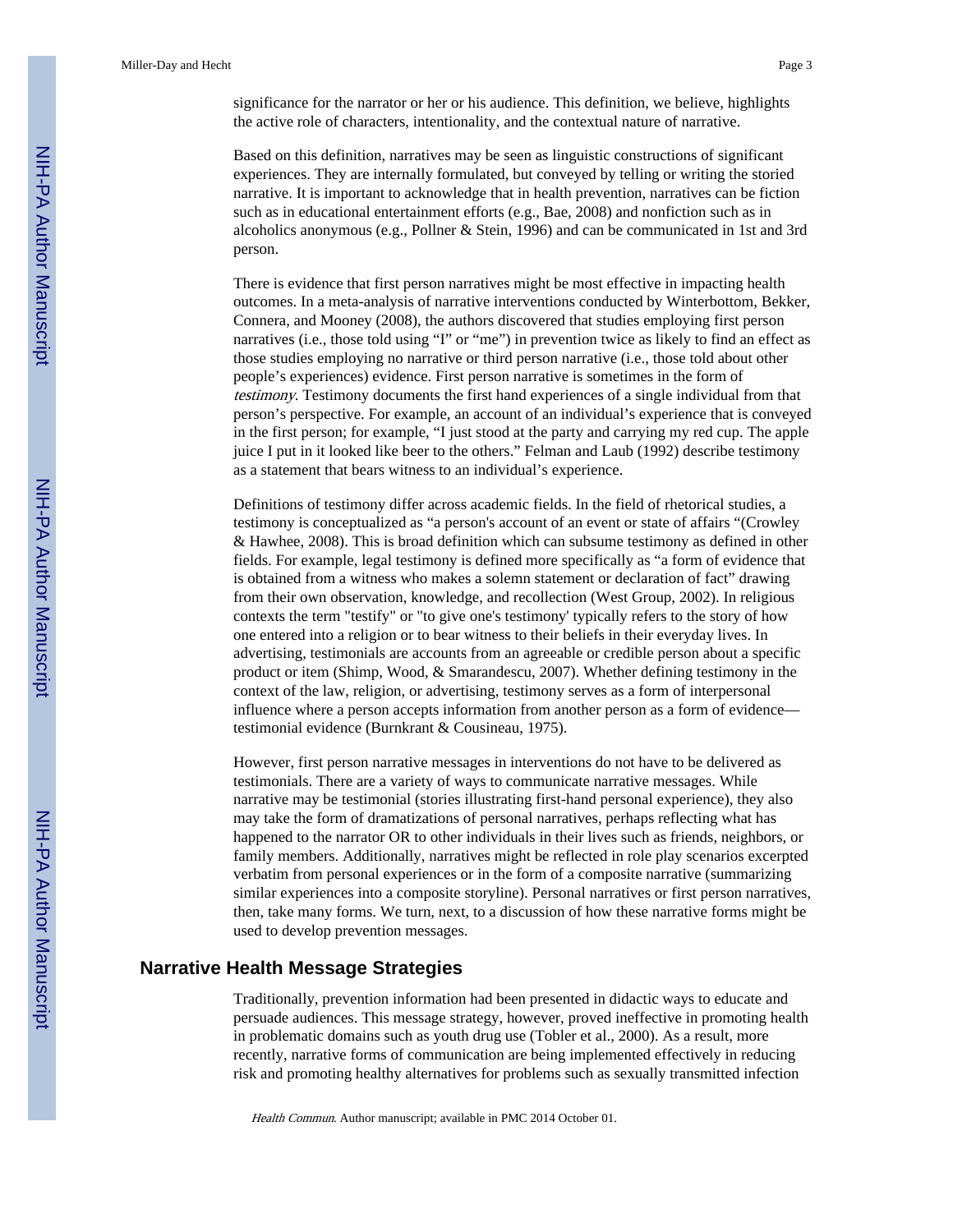significance for the narrator or her or his audience. This definition, we believe, highlights the active role of characters, intentionality, and the contextual nature of narrative.

Based on this definition, narratives may be seen as linguistic constructions of significant experiences. They are internally formulated, but conveyed by telling or writing the storied narrative. It is important to acknowledge that in health prevention, narratives can be fiction such as in educational entertainment efforts (e.g., Bae, 2008) and nonfiction such as in alcoholics anonymous (e.g., Pollner & Stein, 1996) and can be communicated in 1st and 3rd person.

There is evidence that first person narratives might be most effective in impacting health outcomes. In a meta-analysis of narrative interventions conducted by Winterbottom, Bekker, Connera, and Mooney (2008), the authors discovered that studies employing first person narratives (i.e., those told using "I" or "me") in prevention twice as likely to find an effect as those studies employing no narrative or third person narrative (i.e., those told about other people's experiences) evidence. First person narrative is sometimes in the form of *testimony*. Testimony documents the first hand experiences of a single individual from that person's perspective. For example, an account of an individual's experience that is conveyed in the first person; for example, "I just stood at the party and carrying my red cup. The apple juice I put in it looked like beer to the others." Felman and Laub (1992) describe testimony as a statement that bears witness to an individual's experience.

Definitions of testimony differ across academic fields. In the field of rhetorical studies, a testimony is conceptualized as "a person's account of an event or state of affairs "(Crowley & Hawhee, 2008). This is broad definition which can subsume testimony as defined in other fields. For example, legal testimony is defined more specifically as "a form of evidence that is obtained from a witness who makes a solemn statement or declaration of fact" drawing from their own observation, knowledge, and recollection (West Group, 2002). In religious contexts the term "testify" or "to give one's testimony' typically refers to the story of how one entered into a religion or to bear witness to their beliefs in their everyday lives. In advertising, testimonials are accounts from an agreeable or credible person about a specific product or item (Shimp, Wood, & Smarandescu, 2007). Whether defining testimony in the context of the law, religion, or advertising, testimony serves as a form of interpersonal influence where a person accepts information from another person as a form of evidence—testimonial evidence (Burnkrant & Cousineau, 1975).

However, first person narrative messages in interventions do not have to be delivered as testimonials. There are a variety of ways to communicate narrative messages. While narrative may be testimonial (stories illustrating first-hand personal experience), they also may take the form of dramatizations of personal narratives, perhaps reflecting what has happened to the narrator OR to other individuals in their lives such as friends, neighbors, or family members. Additionally, narratives might be reflected in role play scenarios excerpted verbatim from personal experiences or in the form of a composite narrative (summarizing similar experiences into a composite storyline). Personal narratives or first person narratives, then, take many forms. We turn, next, to a discussion of how these narrative forms might be used to develop prevention messages.

## Narrative Health Message Strategies

Traditionally, prevention information had been presented in didactic ways to educate and persuade audiences. This message strategy, however, proved ineffective in promoting health in problematic domains such as youth drug use (Tobler et al., 2000). As a result, more recently, narrative forms of communication are being implemented effectively in reducing risk and promoting healthy alternatives for problems such as sexually transmitted infection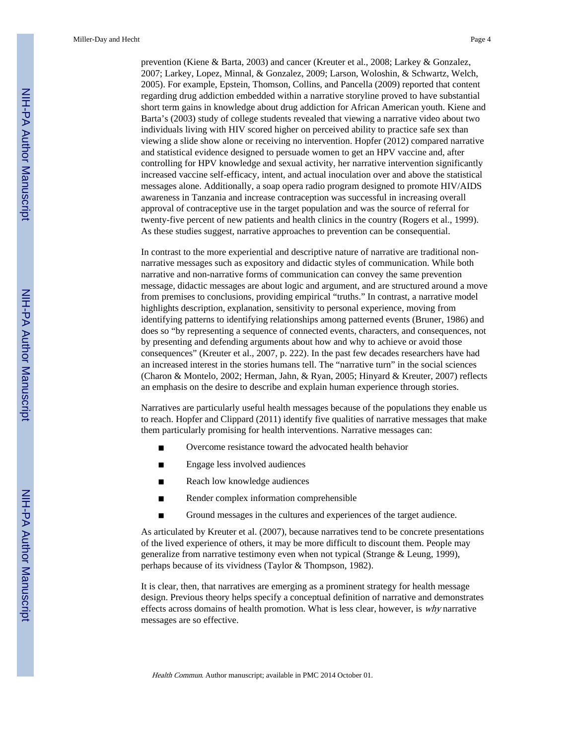prevention (Kiene & Barta, 2003) and cancer (Kreuter et al., 2008; Larkey & Gonzalez, 2007; Larkey, Lopez, Minnal, & Gonzalez, 2009; Larson, Woloshin, & Schwartz, Welch, 2005). For example, Epstein, Thomson, Collins, and Pancella (2009) reported that content regarding drug addiction embedded within a narrative storyline proved to have substantial short term gains in knowledge about drug addiction for African American youth. Kiene and Barta's (2003) study of college students revealed that viewing a narrative video about two individuals living with HIV scored higher on perceived ability to practice safe sex than viewing a slide show alone or receiving no intervention. Hopfer (2012) compared narrative and statistical evidence designed to persuade women to get an HPV vaccine and, after controlling for HPV knowledge and sexual activity, her narrative intervention significantly increased vaccine self-efficacy, intent, and actual inoculation over and above the statistical messages alone. Additionally, a soap opera radio program designed to promote HIV/AIDS awareness in Tanzania and increase contraception was successful in increasing overall approval of contraceptive use in the target population and was the source of referral for twenty-five percent of new patients and health clinics in the country (Rogers et al., 1999). As these studies suggest, narrative approaches to prevention can be consequential.

In contrast to the more experiential and descriptive nature of narrative are traditional non-narrative messages such as expository and didactic styles of communication. While both narrative and non-narrative forms of communication can convey the same prevention message, didactic messages are about logic and argument, and are structured around a move from premises to conclusions, providing empirical "truths." In contrast, a narrative model highlights description, explanation, sensitivity to personal experience, moving from identifying patterns to identifying relationships among patterned events (Bruner, 1986) and does so "by representing a sequence of connected events, characters, and consequences, not by presenting and defending arguments about how and why to achieve or avoid those consequences" (Kreuter et al., 2007, p. 222). In the past few decades researchers have had an increased interest in the stories humans tell. The "narrative turn" in the social sciences (Charon & Montelo, 2002; Herman, Jahn, & Ryan, 2005; Hinyard & Kreuter, 2007) reflects an emphasis on the desire to describe and explain human experience through stories.

Narratives are particularly useful health messages because of the populations they enable us to reach. Hopfer and Clippard (2011) identify five qualities of narrative messages that make them particularly promising for health interventions. Narrative messages can:

- Overcome resistance toward the advocated health behavior
- Engage less involved audiences
- Reach low knowledge audiences
- Render complex information comprehensible
- Ground messages in the cultures and experiences of the target audience.

As articulated by Kreuter et al. (2007), because narratives tend to be concrete presentations of the lived experience of others, it may be more difficult to discount them. People may generalize from narrative testimony even when not typical (Strange & Leung, 1999), perhaps because of its vividness (Taylor & Thompson, 1982).

It is clear, then, that narratives are emerging as a prominent strategy for health message design. Previous theory helps specify a conceptual definition of narrative and demonstrates effects across domains of health promotion. What is less clear, however, is *why* narrative messages are so effective.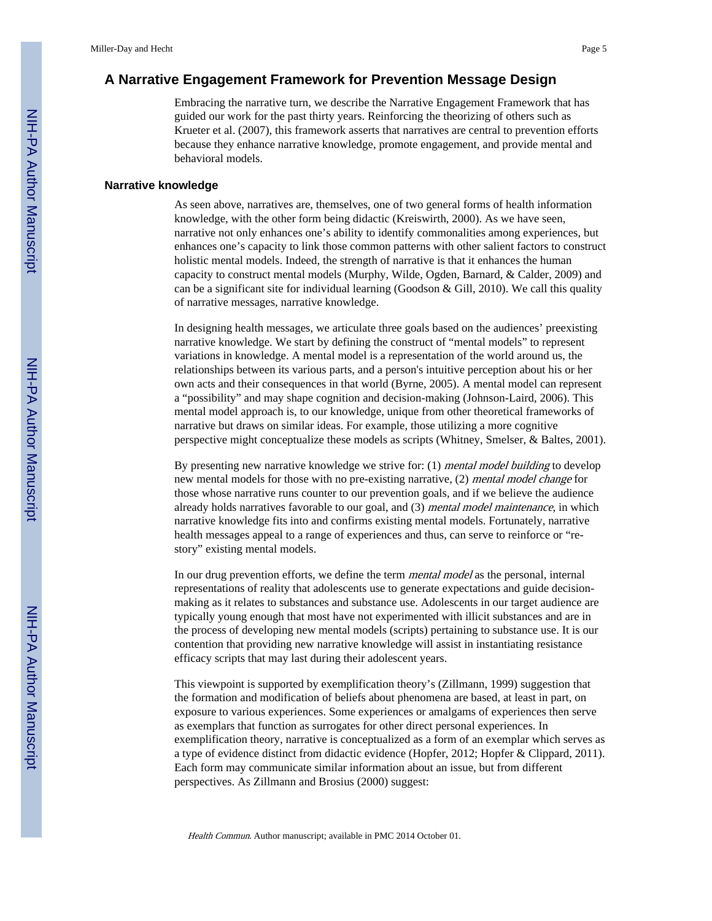## A Narrative Engagement Framework for Prevention Message Design

Embracing the narrative turn, we describe the Narrative Engagement Framework that has guided our work for the past thirty years. Reinforcing the theorizing of others such as Krueter et al. (2007), this framework asserts that narratives are central to prevention efforts because they enhance narrative knowledge, promote engagement, and provide mental and behavioral models.

### Narrative knowledge

As seen above, narratives are, themselves, one of two general forms of health information knowledge, with the other form being didactic (Kreiswirth, 2000). As we have seen, narrative not only enhances one's ability to identify commonalities among experiences, but enhances one's capacity to link those common patterns with other salient factors to construct holistic mental models. Indeed, the strength of narrative is that it enhances the human capacity to construct mental models (Murphy, Wilde, Ogden, Barnard, & Calder, 2009) and can be a significant site for individual learning (Goodson & Gill, 2010). We call this quality of narrative messages, narrative knowledge.

In designing health messages, we articulate three goals based on the audiences' preexisting narrative knowledge. We start by defining the construct of "mental models" to represent variations in knowledge. A mental model is a representation of the world around us, the relationships between its various parts, and a person's intuitive perception about his or her own acts and their consequences in that world (Byrne, 2005). A mental model can represent a "possibility" and may shape cognition and decision-making (Johnson-Laird, 2006). This mental model approach is, to our knowledge, unique from other theoretical frameworks of narrative but draws on similar ideas. For example, those utilizing a more cognitive perspective might conceptualize these models as scripts (Whitney, Smelser, & Baltes, 2001).

By presenting new narrative knowledge we strive for: (1) *mental model building* to develop new mental models for those with no pre-existing narrative, (2) *mental model change* for those whose narrative runs counter to our prevention goals, and if we believe the audience already holds narratives favorable to our goal, and (3) *mental model maintenance*, in which narrative knowledge fits into and confirms existing mental models. Fortunately, narrative health messages appeal to a range of experiences and thus, can serve to reinforce or "re-story" existing mental models.

In our drug prevention efforts, we define the term *mental model* as the personal, internal representations of reality that adolescents use to generate expectations and guide decision-making as it relates to substances and substance use. Adolescents in our target audience are typically young enough that most have not experimented with illicit substances and are in the process of developing new mental models (scripts) pertaining to substance use. It is our contention that providing new narrative knowledge will assist in instantiating resistance efficacy scripts that may last during their adolescent years.

This viewpoint is supported by exemplification theory's (Zillmann, 1999) suggestion that the formation and modification of beliefs about phenomena are based, at least in part, on exposure to various experiences. Some experiences or amalgams of experiences then serve as exemplars that function as surrogates for other direct personal experiences. In exemplification theory, narrative is conceptualized as a form of an exemplar which serves as a type of evidence distinct from didactic evidence (Hopfer, 2012; Hopfer & Clippard, 2011). Each form may communicate similar information about an issue, but from different perspectives. As Zillmann and Brosius (2000) suggest: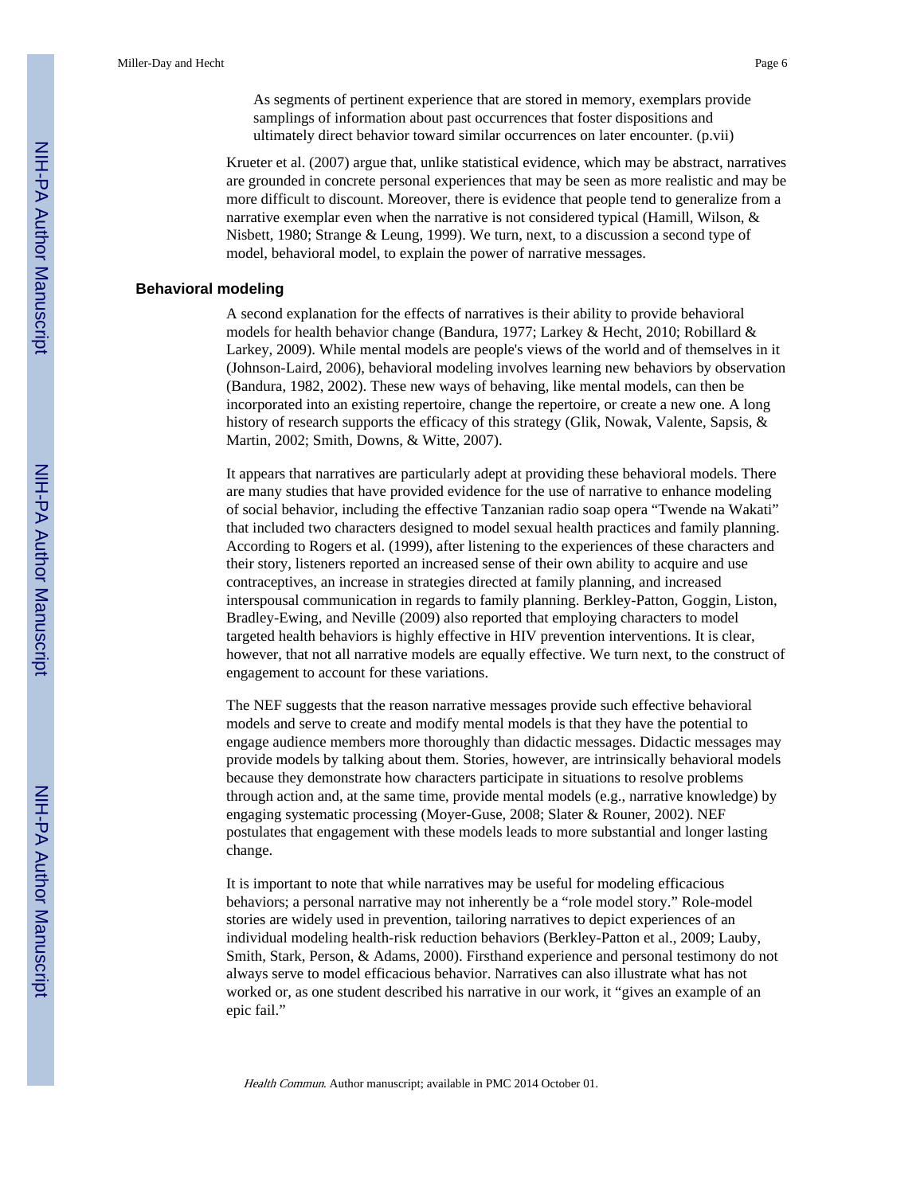> As segments of pertinent experience that are stored in memory, exemplars provide samplings of information about past occurrences that foster dispositions and ultimately direct behavior toward similar occurrences on later encounter. (p.vii)

Krueter et al. (2007) argue that, unlike statistical evidence, which may be abstract, narratives are grounded in concrete personal experiences that may be seen as more realistic and may be more difficult to discount. Moreover, there is evidence that people tend to generalize from a narrative exemplar even when the narrative is not considered typical (Hamill, Wilson, & Nisbett, 1980; Strange & Leung, 1999). We turn, next, to a discussion a second type of model, behavioral model, to explain the power of narrative messages.

## Behavioral modeling

A second explanation for the effects of narratives is their ability to provide behavioral models for health behavior change (Bandura, 1977; Larkey & Hecht, 2010; Robillard & Larkey, 2009). While mental models are people's views of the world and of themselves in it (Johnson-Laird, 2006), behavioral modeling involves learning new behaviors by observation (Bandura, 1982, 2002). These new ways of behaving, like mental models, can then be incorporated into an existing repertoire, change the repertoire, or create a new one. A long history of research supports the efficacy of this strategy (Glik, Nowak, Valente, Sapsis, & Martin, 2002; Smith, Downs, & Witte, 2007).

It appears that narratives are particularly adept at providing these behavioral models. There are many studies that have provided evidence for the use of narrative to enhance modeling of social behavior, including the effective Tanzanian radio soap opera "Twende na Wakati" that included two characters designed to model sexual health practices and family planning. According to Rogers et al. (1999), after listening to the experiences of these characters and their story, listeners reported an increased sense of their own ability to acquire and use contraceptives, an increase in strategies directed at family planning, and increased interspousal communication in regards to family planning. Berkley-Patton, Goggin, Liston, Bradley-Ewing, and Neville (2009) also reported that employing characters to model targeted health behaviors is highly effective in HIV prevention interventions. It is clear, however, that not all narrative models are equally effective. We turn next, to the construct of engagement to account for these variations.

The NEF suggests that the reason narrative messages provide such effective behavioral models and serve to create and modify mental models is that they have the potential to engage audience members more thoroughly than didactic messages. Didactic messages may provide models by talking about them. Stories, however, are intrinsically behavioral models because they demonstrate how characters participate in situations to resolve problems through action and, at the same time, provide mental models (e.g., narrative knowledge) by engaging systematic processing (Moyer-Guse, 2008; Slater & Rouner, 2002). NEF postulates that engagement with these models leads to more substantial and longer lasting change.

It is important to note that while narratives may be useful for modeling efficacious behaviors; a personal narrative may not inherently be a "role model story." Role-model stories are widely used in prevention, tailoring narratives to depict experiences of an individual modeling health-risk reduction behaviors (Berkley-Patton et al., 2009; Lauby, Smith, Stark, Person, & Adams, 2000). Firsthand experience and personal testimony do not always serve to model efficacious behavior. Narratives can also illustrate what has not worked or, as one student described his narrative in our work, it "gives an example of an epic fail."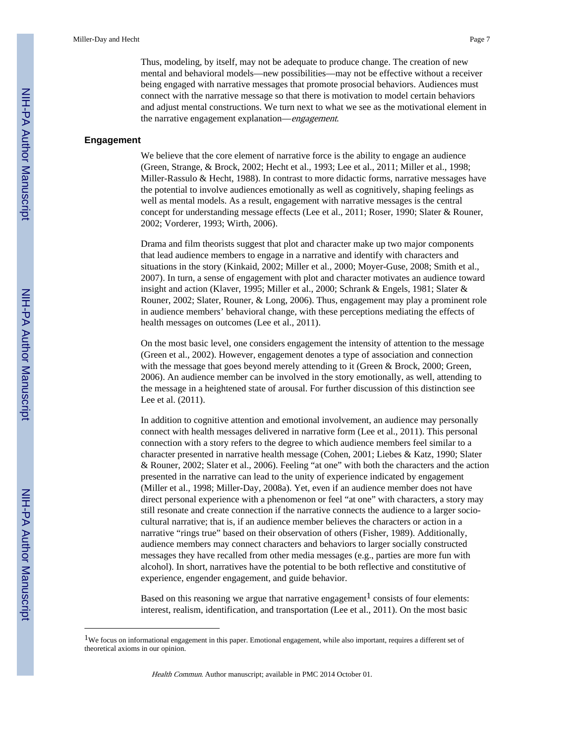Thus, modeling, by itself, may not be adequate to produce change. The creation of new mental and behavioral models—new possibilities—may not be effective without a receiver being engaged with narrative messages that promote prosocial behaviors. Audiences must connect with the narrative message so that there is motivation to model certain behaviors and adjust mental constructions. We turn next to what we see as the motivational element in the narrative engagement explanation—*engagement*.

## Engagement

We believe that the core element of narrative force is the ability to engage an audience (Green, Strange, & Brock, 2002; Hecht et al., 1993; Lee et al., 2011; Miller et al., 1998; Miller-Rassulo & Hecht, 1988). In contrast to more didactic forms, narrative messages have the potential to involve audiences emotionally as well as cognitively, shaping feelings as well as mental models. As a result, engagement with narrative messages is the central concept for understanding message effects (Lee et al., 2011; Roser, 1990; Slater & Rouner, 2002; Vorderer, 1993; Wirth, 2006).

Drama and film theorists suggest that plot and character make up two major components that lead audience members to engage in a narrative and identify with characters and situations in the story (Kinkaid, 2002; Miller et al., 2000; Moyer-Guse, 2008; Smith et al., 2007). In turn, a sense of engagement with plot and character motivates an audience toward insight and action (Klaver, 1995; Miller et al., 2000; Schrank & Engels, 1981; Slater & Rouner, 2002; Slater, Rouner, & Long, 2006). Thus, engagement may play a prominent role in audience members' behavioral change, with these perceptions mediating the effects of health messages on outcomes (Lee et al., 2011).

On the most basic level, one considers engagement the intensity of attention to the message (Green et al., 2002). However, engagement denotes a type of association and connection with the message that goes beyond merely attending to it (Green & Brock, 2000; Green, 2006). An audience member can be involved in the story emotionally, as well, attending to the message in a heightened state of arousal. For further discussion of this distinction see Lee et al. (2011).

In addition to cognitive attention and emotional involvement, an audience may personally connect with health messages delivered in narrative form (Lee et al., 2011). This personal connection with a story refers to the degree to which audience members feel similar to a character presented in narrative health message (Cohen, 2001; Liebes & Katz, 1990; Slater & Rouner, 2002; Slater et al., 2006). Feeling "at one" with both the characters and the action presented in the narrative can lead to the unity of experience indicated by engagement (Miller et al., 1998; Miller-Day, 2008a). Yet, even if an audience member does not have direct personal experience with a phenomenon or feel "at one" with characters, a story may still resonate and create connection if the narrative connects the audience to a larger socio-cultural narrative; that is, if an audience member believes the characters or action in a narrative "rings true" based on their observation of others (Fisher, 1989). Additionally, audience members may connect characters and behaviors to larger socially constructed messages they have recalled from other media messages (e.g., parties are more fun with alcohol). In short, narratives have the potential to be both reflective and constitutive of experience, engender engagement, and guide behavior.

Based on this reasoning we argue that narrative engagement[1] consists of four elements: interest, realism, identification, and transportation (Lee et al., 2011). On the most basic

[1] We focus on informational engagement in this paper. Emotional engagement, while also important, requires a different set of theoretical axioms in our opinion.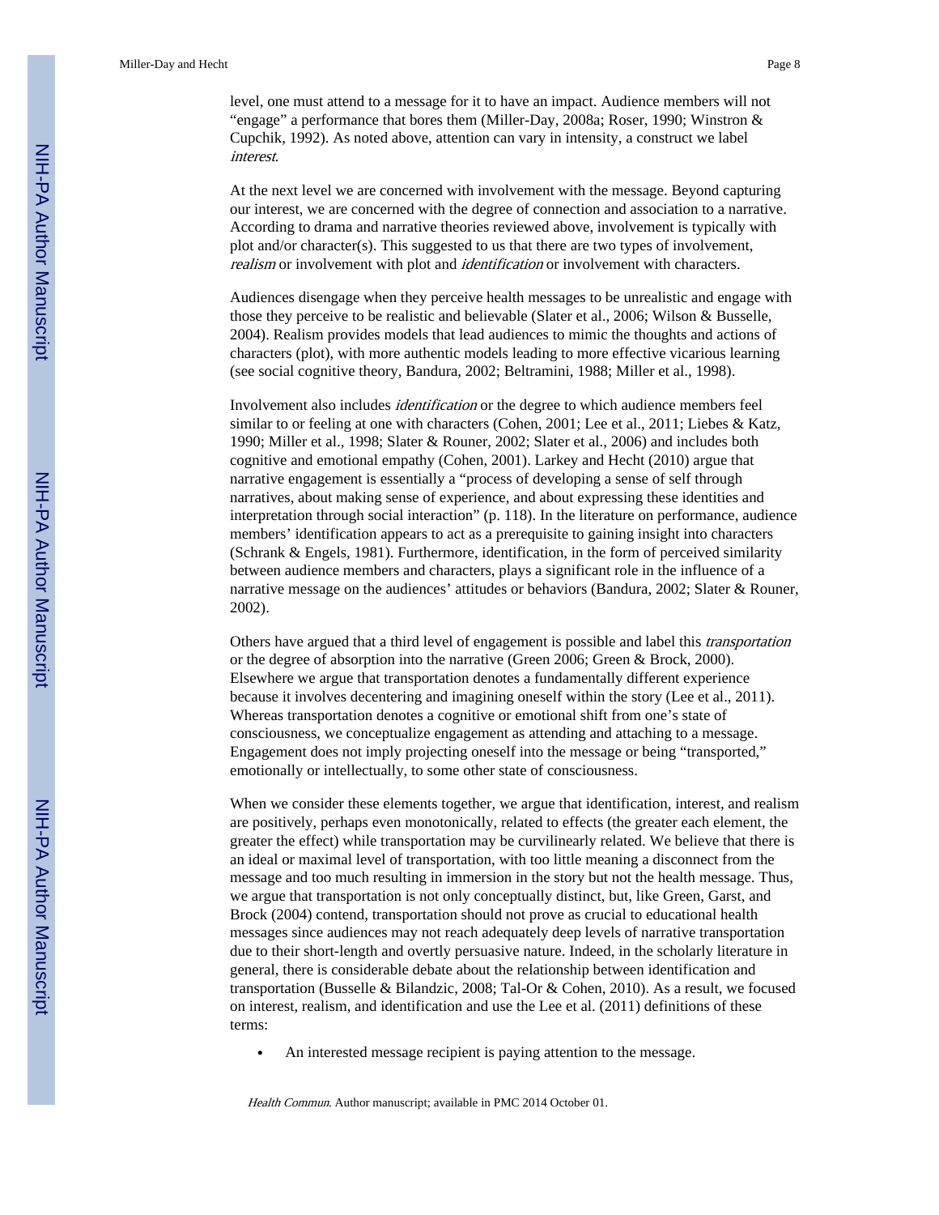level, one must attend to a message for it to have an impact. Audience members will not "engage" a performance that bores them (Miller-Day, 2008a; Roser, 1990; Winstron & Cupchik, 1992). As noted above, attention can vary in intensity, a construct we label *interest*.

At the next level we are concerned with involvement with the message. Beyond capturing our interest, we are concerned with the degree of connection and association to a narrative. According to drama and narrative theories reviewed above, involvement is typically with plot and/or character(s). This suggested to us that there are two types of involvement, *realism* or involvement with plot and *identification* or involvement with characters.

Audiences disengage when they perceive health messages to be unrealistic and engage with those they perceive to be realistic and believable (Slater et al., 2006; Wilson & Busselle, 2004). Realism provides models that lead audiences to mimic the thoughts and actions of characters (plot), with more authentic models leading to more effective vicarious learning (see social cognitive theory, Bandura, 2002; Beltramini, 1988; Miller et al., 1998).

Involvement also includes *identification* or the degree to which audience members feel similar to or feeling at one with characters (Cohen, 2001; Lee et al., 2011; Liebes & Katz, 1990; Miller et al., 1998; Slater & Rouner, 2002; Slater et al., 2006) and includes both cognitive and emotional empathy (Cohen, 2001). Larkey and Hecht (2010) argue that narrative engagement is essentially a "process of developing a sense of self through narratives, about making sense of experience, and about expressing these identities and interpretation through social interaction" (p. 118). In the literature on performance, audience members' identification appears to act as a prerequisite to gaining insight into characters (Schrank & Engels, 1981). Furthermore, identification, in the form of perceived similarity between audience members and characters, plays a significant role in the influence of a narrative message on the audiences' attitudes or behaviors (Bandura, 2002; Slater & Rouner, 2002).

Others have argued that a third level of engagement is possible and label this *transportation* or the degree of absorption into the narrative (Green 2006; Green & Brock, 2000). Elsewhere we argue that transportation denotes a fundamentally different experience because it involves decentering and imagining oneself within the story (Lee et al., 2011). Whereas transportation denotes a cognitive or emotional shift from one's state of consciousness, we conceptualize engagement as attending and attaching to a message. Engagement does not imply projecting oneself into the message or being "transported," emotionally or intellectually, to some other state of consciousness.

When we consider these elements together, we argue that identification, interest, and realism are positively, perhaps even monotonically, related to effects (the greater each element, the greater the effect) while transportation may be curvilinearly related. We believe that there is an ideal or maximal level of transportation, with too little meaning a disconnect from the message and too much resulting in immersion in the story but not the health message. Thus, we argue that transportation is not only conceptually distinct, but, like Green, Garst, and Brock (2004) contend, transportation should not prove as crucial to educational health messages since audiences may not reach adequately deep levels of narrative transportation due to their short-length and overtly persuasive nature. Indeed, in the scholarly literature in general, there is considerable debate about the relationship between identification and transportation (Busselle & Bilandzic, 2008; Tal-Or & Cohen, 2010). As a result, we focused on interest, realism, and identification and use the Lee et al. (2011) definitions of these terms:

- An interested message recipient is paying attention to the message.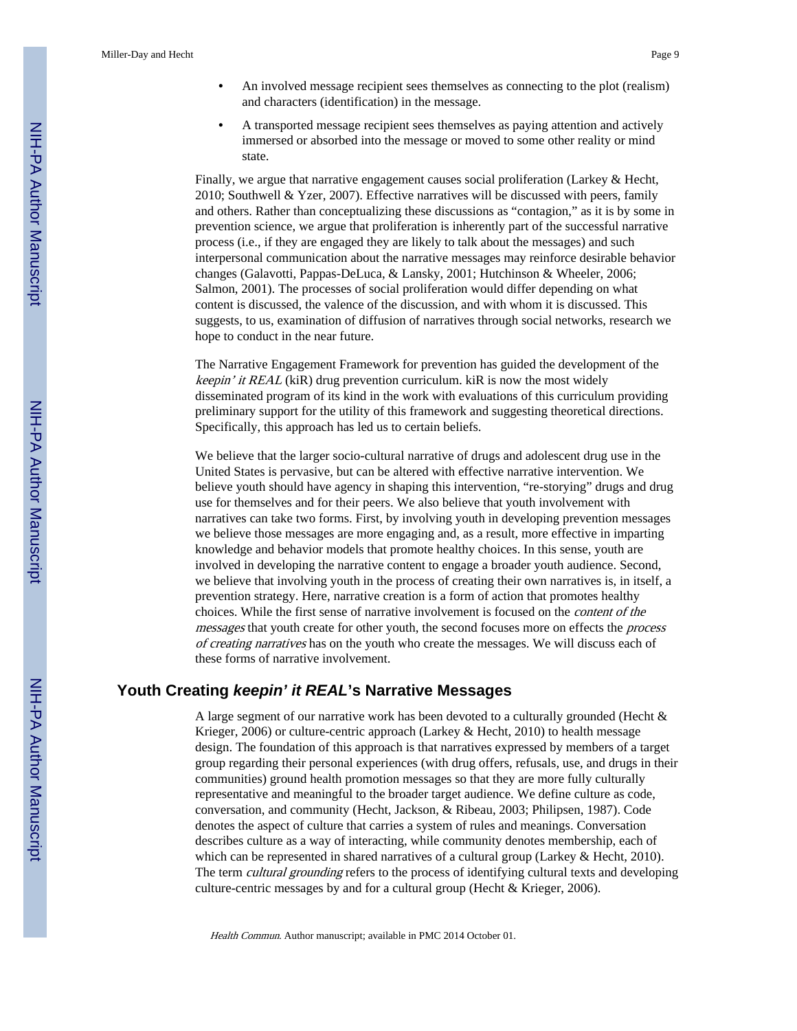- An involved message recipient sees themselves as connecting to the plot (realism) and characters (identification) in the message.
- A transported message recipient sees themselves as paying attention and actively immersed or absorbed into the message or moved to some other reality or mind state.

Finally, we argue that narrative engagement causes social proliferation (Larkey & Hecht, 2010; Southwell & Yzer, 2007). Effective narratives will be discussed with peers, family and others. Rather than conceptualizing these discussions as "contagion," as it is by some in prevention science, we argue that proliferation is inherently part of the successful narrative process (i.e., if they are engaged they are likely to talk about the messages) and such interpersonal communication about the narrative messages may reinforce desirable behavior changes (Galavotti, Pappas-DeLuca, & Lansky, 2001; Hutchinson & Wheeler, 2006; Salmon, 2001). The processes of social proliferation would differ depending on what content is discussed, the valence of the discussion, and with whom it is discussed. This suggests, to us, examination of diffusion of narratives through social networks, research we hope to conduct in the near future.

The Narrative Engagement Framework for prevention has guided the development of the *keepin' it REAL* (kiR) drug prevention curriculum. kiR is now the most widely disseminated program of its kind in the work with evaluations of this curriculum providing preliminary support for the utility of this framework and suggesting theoretical directions. Specifically, this approach has led us to certain beliefs.

We believe that the larger socio-cultural narrative of drugs and adolescent drug use in the United States is pervasive, but can be altered with effective narrative intervention. We believe youth should have agency in shaping this intervention, "re-storying" drugs and drug use for themselves and for their peers. We also believe that youth involvement with narratives can take two forms. First, by involving youth in developing prevention messages we believe those messages are more engaging and, as a result, more effective in imparting knowledge and behavior models that promote healthy choices. In this sense, youth are involved in developing the narrative content to engage a broader youth audience. Second, we believe that involving youth in the process of creating their own narratives is, in itself, a prevention strategy. Here, narrative creation is a form of action that promotes healthy choices. While the first sense of narrative involvement is focused on the *content of the messages* that youth create for other youth, the second focuses more on effects the *process of creating narratives* has on the youth who create the messages. We will discuss each of these forms of narrative involvement.

## Youth Creating *keepin' it REAL*'s Narrative Messages

A large segment of our narrative work has been devoted to a culturally grounded (Hecht & Krieger, 2006) or culture-centric approach (Larkey & Hecht, 2010) to health message design. The foundation of this approach is that narratives expressed by members of a target group regarding their personal experiences (with drug offers, refusals, use, and drugs in their communities) ground health promotion messages so that they are more fully culturally representative and meaningful to the broader target audience. We define culture as code, conversation, and community (Hecht, Jackson, & Ribeau, 2003; Philipsen, 1987). Code denotes the aspect of culture that carries a system of rules and meanings. Conversation describes culture as a way of interacting, while community denotes membership, each of which can be represented in shared narratives of a cultural group (Larkey & Hecht, 2010). The term *cultural grounding* refers to the process of identifying cultural texts and developing culture-centric messages by and for a cultural group (Hecht & Krieger, 2006).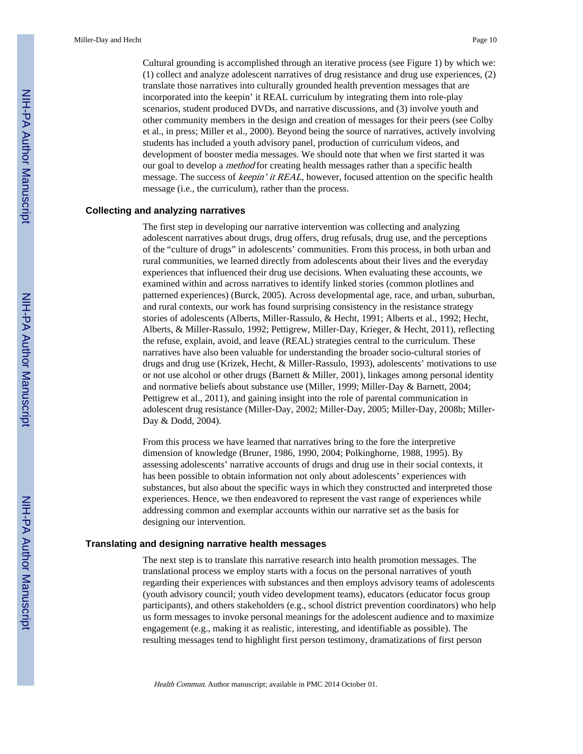Cultural grounding is accomplished through an iterative process (see Figure 1) by which we: (1) collect and analyze adolescent narratives of drug resistance and drug use experiences, (2) translate those narratives into culturally grounded health prevention messages that are incorporated into the keepin' it REAL curriculum by integrating them into role-play scenarios, student produced DVDs, and narrative discussions, and (3) involve youth and other community members in the design and creation of messages for their peers (see Colby et al., in press; Miller et al., 2000). Beyond being the source of narratives, actively involving students has included a youth advisory panel, production of curriculum videos, and development of booster media messages. We should note that when we first started it was our goal to develop a *method* for creating health messages rather than a specific health message. The success of *keepin' it REAL*, however, focused attention on the specific health message (i.e., the curriculum), rather than the process.

### Collecting and analyzing narratives

The first step in developing our narrative intervention was collecting and analyzing adolescent narratives about drugs, drug offers, drug refusals, drug use, and the perceptions of the "culture of drugs" in adolescents' communities. From this process, in both urban and rural communities, we learned directly from adolescents about their lives and the everyday experiences that influenced their drug use decisions. When evaluating these accounts, we examined within and across narratives to identify linked stories (common plotlines and patterned experiences) (Burck, 2005). Across developmental age, race, and urban, suburban, and rural contexts, our work has found surprising consistency in the resistance strategy stories of adolescents (Alberts, Miller-Rassulo, & Hecht, 1991; Alberts et al., 1992; Hecht, Alberts, & Miller-Rassulo, 1992; Pettigrew, Miller-Day, Krieger, & Hecht, 2011), reflecting the refuse, explain, avoid, and leave (REAL) strategies central to the curriculum. These narratives have also been valuable for understanding the broader socio-cultural stories of drugs and drug use (Krizek, Hecht, & Miller-Rassulo, 1993), adolescents' motivations to use or not use alcohol or other drugs (Barnett & Miller, 2001), linkages among personal identity and normative beliefs about substance use (Miller, 1999; Miller-Day & Barnett, 2004; Pettigrew et al., 2011), and gaining insight into the role of parental communication in adolescent drug resistance (Miller-Day, 2002; Miller-Day, 2005; Miller-Day, 2008b; Miller-Day & Dodd, 2004).

From this process we have learned that narratives bring to the fore the interpretive dimension of knowledge (Bruner, 1986, 1990, 2004; Polkinghorne, 1988, 1995). By assessing adolescents' narrative accounts of drugs and drug use in their social contexts, it has been possible to obtain information not only about adolescents' experiences with substances, but also about the specific ways in which they constructed and interpreted those experiences. Hence, we then endeavored to represent the vast range of experiences while addressing common and exemplar accounts within our narrative set as the basis for designing our intervention.

### Translating and designing narrative health messages

The next step is to translate this narrative research into health promotion messages. The translational process we employ starts with a focus on the personal narratives of youth regarding their experiences with substances and then employs advisory teams of adolescents (youth advisory council; youth video development teams), educators (educator focus group participants), and others stakeholders (e.g., school district prevention coordinators) who help us form messages to invoke personal meanings for the adolescent audience and to maximize engagement (e.g., making it as realistic, interesting, and identifiable as possible). The resulting messages tend to highlight first person testimony, dramatizations of first person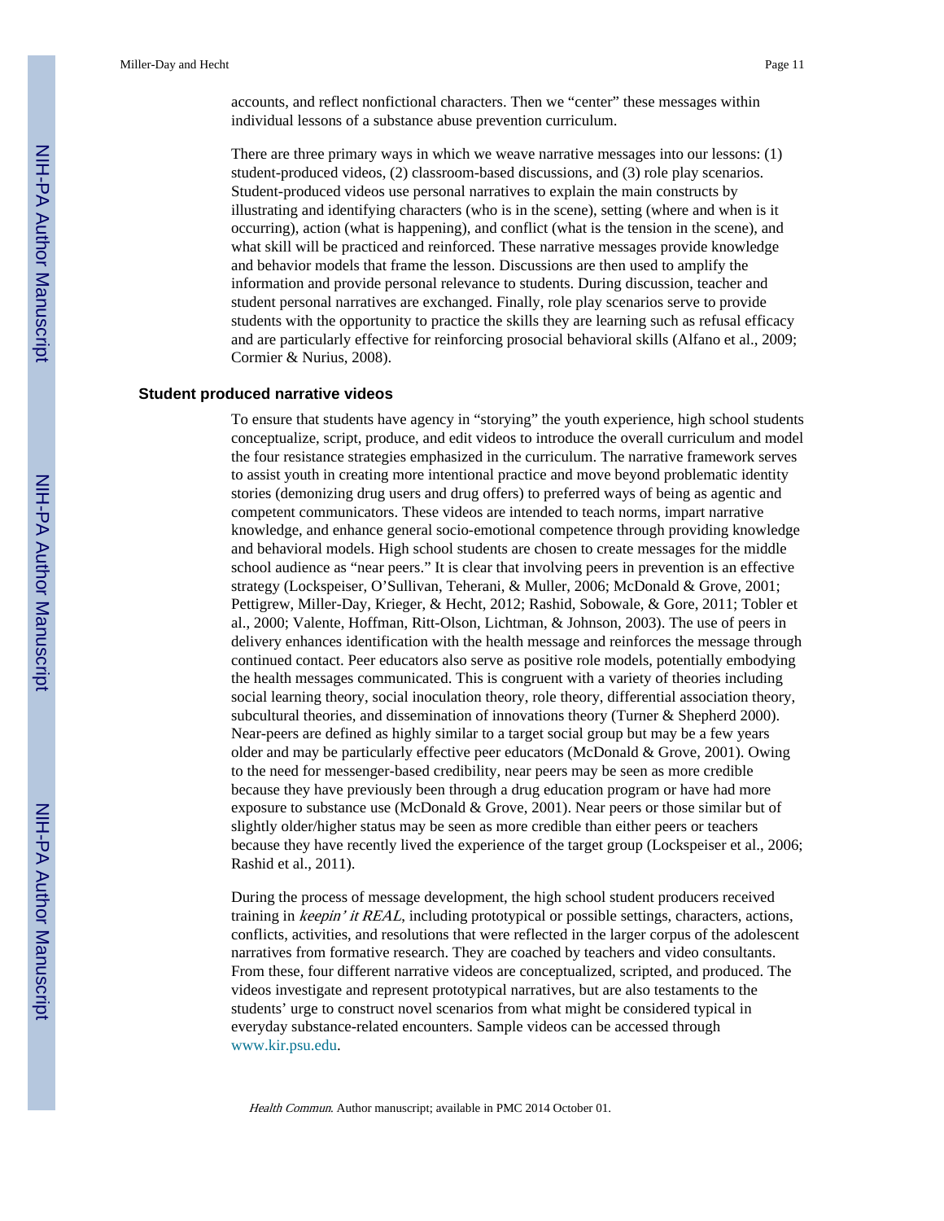accounts, and reflect nonfictional characters. Then we "center" these messages within individual lessons of a substance abuse prevention curriculum.

There are three primary ways in which we weave narrative messages into our lessons: (1) student-produced videos, (2) classroom-based discussions, and (3) role play scenarios. Student-produced videos use personal narratives to explain the main constructs by illustrating and identifying characters (who is in the scene), setting (where and when is it occurring), action (what is happening), and conflict (what is the tension in the scene), and what skill will be practiced and reinforced. These narrative messages provide knowledge and behavior models that frame the lesson. Discussions are then used to amplify the information and provide personal relevance to students. During discussion, teacher and student personal narratives are exchanged. Finally, role play scenarios serve to provide students with the opportunity to practice the skills they are learning such as refusal efficacy and are particularly effective for reinforcing prosocial behavioral skills (Alfano et al., 2009; Cormier & Nurius, 2008).

## Student produced narrative videos

To ensure that students have agency in "storying" the youth experience, high school students conceptualize, script, produce, and edit videos to introduce the overall curriculum and model the four resistance strategies emphasized in the curriculum. The narrative framework serves to assist youth in creating more intentional practice and move beyond problematic identity stories (demonizing drug users and drug offers) to preferred ways of being as agentic and competent communicators. These videos are intended to teach norms, impart narrative knowledge, and enhance general socio-emotional competence through providing knowledge and behavioral models. High school students are chosen to create messages for the middle school audience as "near peers." It is clear that involving peers in prevention is an effective strategy (Lockspeiser, O'Sullivan, Teherani, & Muller, 2006; McDonald & Grove, 2001; Pettigrew, Miller-Day, Krieger, & Hecht, 2012; Rashid, Sobowale, & Gore, 2011; Tobler et al., 2000; Valente, Hoffman, Ritt-Olson, Lichtman, & Johnson, 2003). The use of peers in delivery enhances identification with the health message and reinforces the message through continued contact. Peer educators also serve as positive role models, potentially embodying the health messages communicated. This is congruent with a variety of theories including social learning theory, social inoculation theory, role theory, differential association theory, subcultural theories, and dissemination of innovations theory (Turner & Shepherd 2000). Near-peers are defined as highly similar to a target social group but may be a few years older and may be particularly effective peer educators (McDonald & Grove, 2001). Owing to the need for messenger-based credibility, near peers may be seen as more credible because they have previously been through a drug education program or have had more exposure to substance use (McDonald & Grove, 2001). Near peers or those similar but of slightly older/higher status may be seen as more credible than either peers or teachers because they have recently lived the experience of the target group (Lockspeiser et al., 2006; Rashid et al., 2011).

During the process of message development, the high school student producers received training in *keepin' it REAL*, including prototypical or possible settings, characters, actions, conflicts, activities, and resolutions that were reflected in the larger corpus of the adolescent narratives from formative research. They are coached by teachers and video consultants. From these, four different narrative videos are conceptualized, scripted, and produced. The videos investigate and represent prototypical narratives, but are also testaments to the students' urge to construct novel scenarios from what might be considered typical in everyday substance-related encounters. Sample videos can be accessed through www.kir.psu.edu.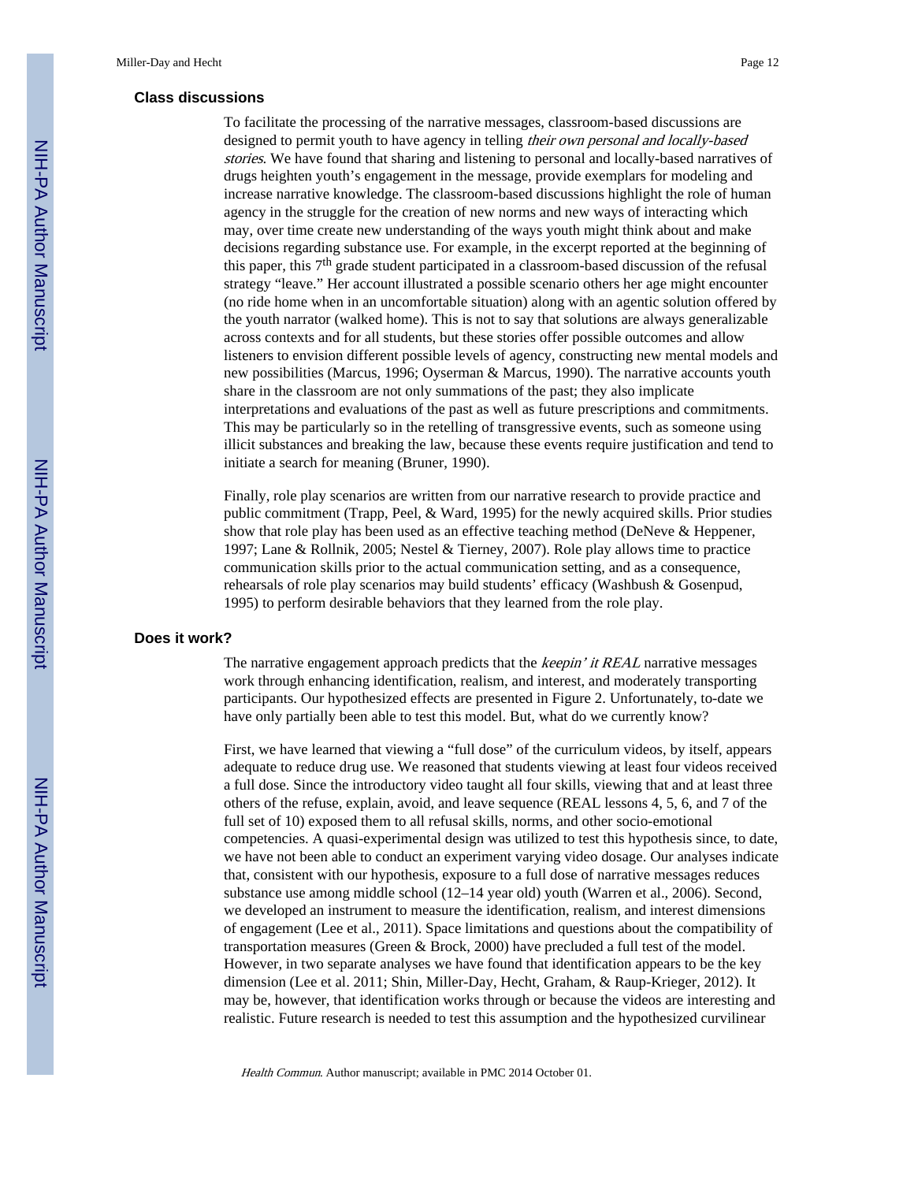### Class discussions

To facilitate the processing of the narrative messages, classroom-based discussions are designed to permit youth to have agency in telling *their own personal and locally-based stories*. We have found that sharing and listening to personal and locally-based narratives of drugs heighten youth's engagement in the message, provide exemplars for modeling and increase narrative knowledge. The classroom-based discussions highlight the role of human agency in the struggle for the creation of new norms and new ways of interacting which may, over time create new understanding of the ways youth might think about and make decisions regarding substance use. For example, in the excerpt reported at the beginning of this paper, this 7th grade student participated in a classroom-based discussion of the refusal strategy "leave." Her account illustrated a possible scenario others her age might encounter (no ride home when in an uncomfortable situation) along with an agentic solution offered by the youth narrator (walked home). This is not to say that solutions are always generalizable across contexts and for all students, but these stories offer possible outcomes and allow listeners to envision different possible levels of agency, constructing new mental models and new possibilities (Marcus, 1996; Oyserman & Marcus, 1990). The narrative accounts youth share in the classroom are not only summations of the past; they also implicate interpretations and evaluations of the past as well as future prescriptions and commitments. This may be particularly so in the retelling of transgressive events, such as someone using illicit substances and breaking the law, because these events require justification and tend to initiate a search for meaning (Bruner, 1990).

Finally, role play scenarios are written from our narrative research to provide practice and public commitment (Trapp, Peel, & Ward, 1995) for the newly acquired skills. Prior studies show that role play has been used as an effective teaching method (DeNeve & Heppener, 1997; Lane & Rollnik, 2005; Nestel & Tierney, 2007). Role play allows time to practice communication skills prior to the actual communication setting, and as a consequence, rehearsals of role play scenarios may build students' efficacy (Washbush & Gosenpud, 1995) to perform desirable behaviors that they learned from the role play.

### Does it work?

The narrative engagement approach predicts that the *keepin' it REAL* narrative messages work through enhancing identification, realism, and interest, and moderately transporting participants. Our hypothesized effects are presented in Figure 2. Unfortunately, to-date we have only partially been able to test this model. But, what do we currently know?

First, we have learned that viewing a "full dose" of the curriculum videos, by itself, appears adequate to reduce drug use. We reasoned that students viewing at least four videos received a full dose. Since the introductory video taught all four skills, viewing that and at least three others of the refuse, explain, avoid, and leave sequence (REAL lessons 4, 5, 6, and 7 of the full set of 10) exposed them to all refusal skills, norms, and other socio-emotional competencies. A quasi-experimental design was utilized to test this hypothesis since, to date, we have not been able to conduct an experiment varying video dosage. Our analyses indicate that, consistent with our hypothesis, exposure to a full dose of narrative messages reduces substance use among middle school (12–14 year old) youth (Warren et al., 2006). Second, we developed an instrument to measure the identification, realism, and interest dimensions of engagement (Lee et al., 2011). Space limitations and questions about the compatibility of transportation measures (Green & Brock, 2000) have precluded a full test of the model. However, in two separate analyses we have found that identification appears to be the key dimension (Lee et al. 2011; Shin, Miller-Day, Hecht, Graham, & Raup-Krieger, 2012). It may be, however, that identification works through or because the videos are interesting and realistic. Future research is needed to test this assumption and the hypothesized curvilinear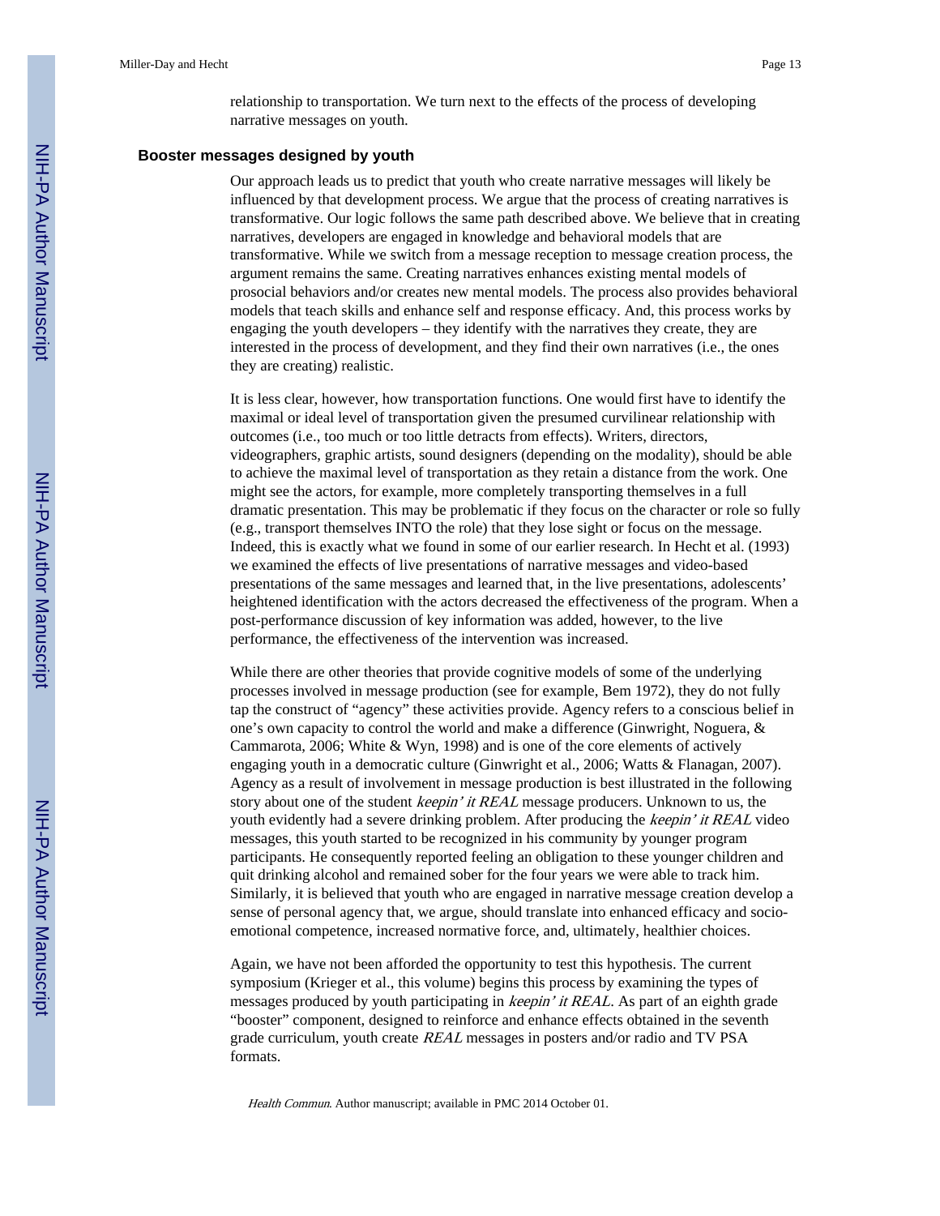relationship to transportation. We turn next to the effects of the process of developing narrative messages on youth.

## Booster messages designed by youth

Our approach leads us to predict that youth who create narrative messages will likely be influenced by that development process. We argue that the process of creating narratives is transformative. Our logic follows the same path described above. We believe that in creating narratives, developers are engaged in knowledge and behavioral models that are transformative. While we switch from a message reception to message creation process, the argument remains the same. Creating narratives enhances existing mental models of prosocial behaviors and/or creates new mental models. The process also provides behavioral models that teach skills and enhance self and response efficacy. And, this process works by engaging the youth developers – they identify with the narratives they create, they are interested in the process of development, and they find their own narratives (i.e., the ones they are creating) realistic.

It is less clear, however, how transportation functions. One would first have to identify the maximal or ideal level of transportation given the presumed curvilinear relationship with outcomes (i.e., too much or too little detracts from effects). Writers, directors, videographers, graphic artists, sound designers (depending on the modality), should be able to achieve the maximal level of transportation as they retain a distance from the work. One might see the actors, for example, more completely transporting themselves in a full dramatic presentation. This may be problematic if they focus on the character or role so fully (e.g., transport themselves INTO the role) that they lose sight or focus on the message. Indeed, this is exactly what we found in some of our earlier research. In Hecht et al. (1993) we examined the effects of live presentations of narrative messages and video-based presentations of the same messages and learned that, in the live presentations, adolescents' heightened identification with the actors decreased the effectiveness of the program. When a post-performance discussion of key information was added, however, to the live performance, the effectiveness of the intervention was increased.

While there are other theories that provide cognitive models of some of the underlying processes involved in message production (see for example, Bem 1972), they do not fully tap the construct of "agency" these activities provide. Agency refers to a conscious belief in one's own capacity to control the world and make a difference (Ginwright, Noguera, & Cammarota, 2006; White & Wyn, 1998) and is one of the core elements of actively engaging youth in a democratic culture (Ginwright et al., 2006; Watts & Flanagan, 2007). Agency as a result of involvement in message production is best illustrated in the following story about one of the student *keepin' it REAL* message producers. Unknown to us, the youth evidently had a severe drinking problem. After producing the *keepin' it REAL* video messages, this youth started to be recognized in his community by younger program participants. He consequently reported feeling an obligation to these younger children and quit drinking alcohol and remained sober for the four years we were able to track him. Similarly, it is believed that youth who are engaged in narrative message creation develop a sense of personal agency that, we argue, should translate into enhanced efficacy and socio-emotional competence, increased normative force, and, ultimately, healthier choices.

Again, we have not been afforded the opportunity to test this hypothesis. The current symposium (Krieger et al., this volume) begins this process by examining the types of messages produced by youth participating in *keepin' it REAL*. As part of an eighth grade "booster" component, designed to reinforce and enhance effects obtained in the seventh grade curriculum, youth create *REAL* messages in posters and/or radio and TV PSA formats.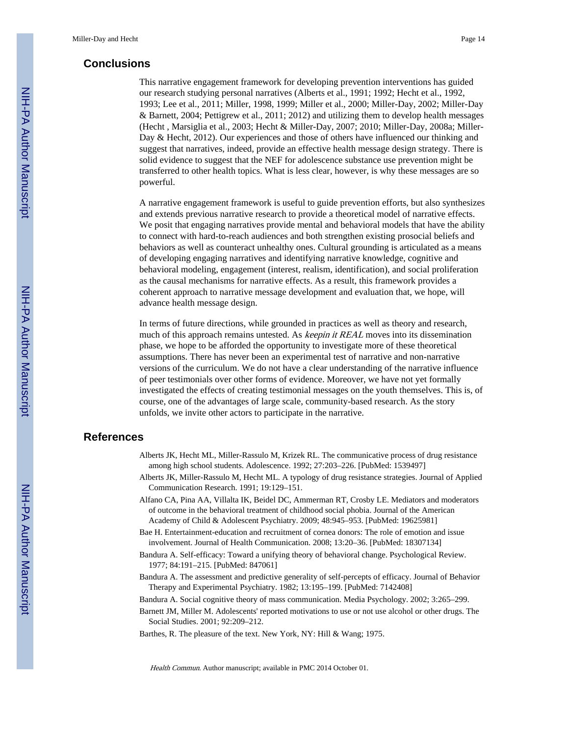## Conclusions

This narrative engagement framework for developing prevention interventions has guided our research studying personal narratives (Alberts et al., 1991; 1992; Hecht et al., 1992, 1993; Lee et al., 2011; Miller, 1998, 1999; Miller et al., 2000; Miller-Day, 2002; Miller-Day & Barnett, 2004; Pettigrew et al., 2011; 2012) and utilizing them to develop health messages (Hecht , Marsiglia et al., 2003; Hecht & Miller-Day, 2007; 2010; Miller-Day, 2008a; Miller-Day & Hecht, 2012). Our experiences and those of others have influenced our thinking and suggest that narratives, indeed, provide an effective health message design strategy. There is solid evidence to suggest that the NEF for adolescence substance use prevention might be transferred to other health topics. What is less clear, however, is why these messages are so powerful.

A narrative engagement framework is useful to guide prevention efforts, but also synthesizes and extends previous narrative research to provide a theoretical model of narrative effects. We posit that engaging narratives provide mental and behavioral models that have the ability to connect with hard-to-reach audiences and both strengthen existing prosocial beliefs and behaviors as well as counteract unhealthy ones. Cultural grounding is articulated as a means of developing engaging narratives and identifying narrative knowledge, cognitive and behavioral modeling, engagement (interest, realism, identification), and social proliferation as the causal mechanisms for narrative effects. As a result, this framework provides a coherent approach to narrative message development and evaluation that, we hope, will advance health message design.

In terms of future directions, while grounded in practices as well as theory and research, much of this approach remains untested. As *keepin it REAL* moves into its dissemination phase, we hope to be afforded the opportunity to investigate more of these theoretical assumptions. There has never been an experimental test of narrative and non-narrative versions of the curriculum. We do not have a clear understanding of the narrative influence of peer testimonials over other forms of evidence. Moreover, we have not yet formally investigated the effects of creating testimonial messages on the youth themselves. This is, of course, one of the advantages of large scale, community-based research. As the story unfolds, we invite other actors to participate in the narrative.

## References

Alberts JK, Hecht ML, Miller-Rassulo M, Krizek RL. The communicative process of drug resistance among high school students. Adolescence. 1992; 27:203–226. [PubMed: 1539497]

Alberts JK, Miller-Rassulo M, Hecht ML. A typology of drug resistance strategies. Journal of Applied Communication Research. 1991; 19:129–151.

Alfano CA, Pina AA, Villalta IK, Beidel DC, Ammerman RT, Crosby LE. Mediators and moderators of outcome in the behavioral treatment of childhood social phobia. Journal of the American Academy of Child & Adolescent Psychiatry. 2009; 48:945–953. [PubMed: 19625981]

Bae H. Entertainment-education and recruitment of cornea donors: The role of emotion and issue involvement. Journal of Health Communication. 2008; 13:20–36. [PubMed: 18307134]

Bandura A. Self-efficacy: Toward a unifying theory of behavioral change. Psychological Review. 1977; 84:191–215. [PubMed: 847061]

Bandura A. The assessment and predictive generality of self-percepts of efficacy. Journal of Behavior Therapy and Experimental Psychiatry. 1982; 13:195–199. [PubMed: 7142408]

Bandura A. Social cognitive theory of mass communication. Media Psychology. 2002; 3:265–299.

Barnett JM, Miller M. Adolescents' reported motivations to use or not use alcohol or other drugs. The Social Studies. 2001; 92:209–212.

Barthes, R. The pleasure of the text. New York, NY: Hill & Wang; 1975.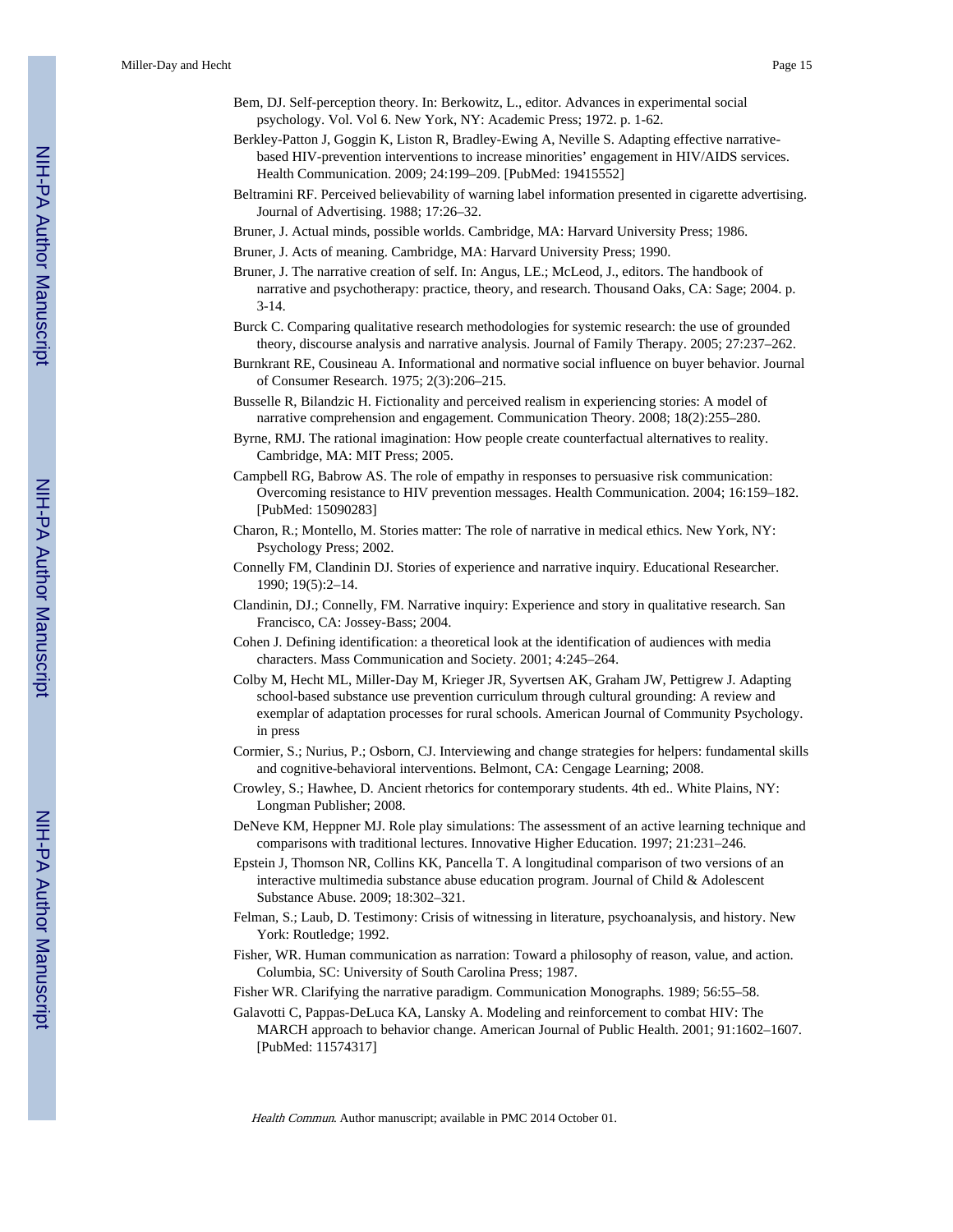Bem, DJ. Self-perception theory. In: Berkowitz, L., editor. Advances in experimental social psychology. Vol. Vol 6. New York, NY: Academic Press; 1972. p. 1-62.

Berkley-Patton J, Goggin K, Liston R, Bradley-Ewing A, Neville S. Adapting effective narrative-based HIV-prevention interventions to increase minorities' engagement in HIV/AIDS services. Health Communication. 2009; 24:199–209. [PubMed: 19415552]

Beltramini RF. Perceived believability of warning label information presented in cigarette advertising. Journal of Advertising. 1988; 17:26–32.

Bruner, J. Actual minds, possible worlds. Cambridge, MA: Harvard University Press; 1986.

Bruner, J. Acts of meaning. Cambridge, MA: Harvard University Press; 1990.

Bruner, J. The narrative creation of self. In: Angus, LE.; McLeod, J., editors. The handbook of narrative and psychotherapy: practice, theory, and research. Thousand Oaks, CA: Sage; 2004. p. 3-14.

Burck C. Comparing qualitative research methodologies for systemic research: the use of grounded theory, discourse analysis and narrative analysis. Journal of Family Therapy. 2005; 27:237–262.

Burnkrant RE, Cousineau A. Informational and normative social influence on buyer behavior. Journal of Consumer Research. 1975; 2(3):206–215.

Busselle R, Bilandzic H. Fictionality and perceived realism in experiencing stories: A model of narrative comprehension and engagement. Communication Theory. 2008; 18(2):255–280.

Byrne, RMJ. The rational imagination: How people create counterfactual alternatives to reality. Cambridge, MA: MIT Press; 2005.

Campbell RG, Babrow AS. The role of empathy in responses to persuasive risk communication: Overcoming resistance to HIV prevention messages. Health Communication. 2004; 16:159–182. [PubMed: 15090283]

Charon, R.; Montello, M. Stories matter: The role of narrative in medical ethics. New York, NY: Psychology Press; 2002.

Connelly FM, Clandinin DJ. Stories of experience and narrative inquiry. Educational Researcher. 1990; 19(5):2–14.

Clandinin, DJ.; Connelly, FM. Narrative inquiry: Experience and story in qualitative research. San Francisco, CA: Jossey-Bass; 2004.

Cohen J. Defining identification: a theoretical look at the identification of audiences with media characters. Mass Communication and Society. 2001; 4:245–264.

Colby M, Hecht ML, Miller-Day M, Krieger JR, Syvertsen AK, Graham JW, Pettigrew J. Adapting school-based substance use prevention curriculum through cultural grounding: A review and exemplar of adaptation processes for rural schools. American Journal of Community Psychology. in press

Cormier, S.; Nurius, P.; Osborn, CJ. Interviewing and change strategies for helpers: fundamental skills and cognitive-behavioral interventions. Belmont, CA: Cengage Learning; 2008.

Crowley, S.; Hawhee, D. Ancient rhetorics for contemporary students. 4th ed.. White Plains, NY: Longman Publisher; 2008.

DeNeve KM, Heppner MJ. Role play simulations: The assessment of an active learning technique and comparisons with traditional lectures. Innovative Higher Education. 1997; 21:231–246.

Epstein J, Thomson NR, Collins KK, Pancella T. A longitudinal comparison of two versions of an interactive multimedia substance abuse education program. Journal of Child & Adolescent Substance Abuse. 2009; 18:302–321.

Felman, S.; Laub, D. Testimony: Crisis of witnessing in literature, psychoanalysis, and history. New York: Routledge; 1992.

Fisher, WR. Human communication as narration: Toward a philosophy of reason, value, and action. Columbia, SC: University of South Carolina Press; 1987.

Fisher WR. Clarifying the narrative paradigm. Communication Monographs. 1989; 56:55–58.

Galavotti C, Pappas-DeLuca KA, Lansky A. Modeling and reinforcement to combat HIV: The MARCH approach to behavior change. American Journal of Public Health. 2001; 91:1602–1607. [PubMed: 11574317]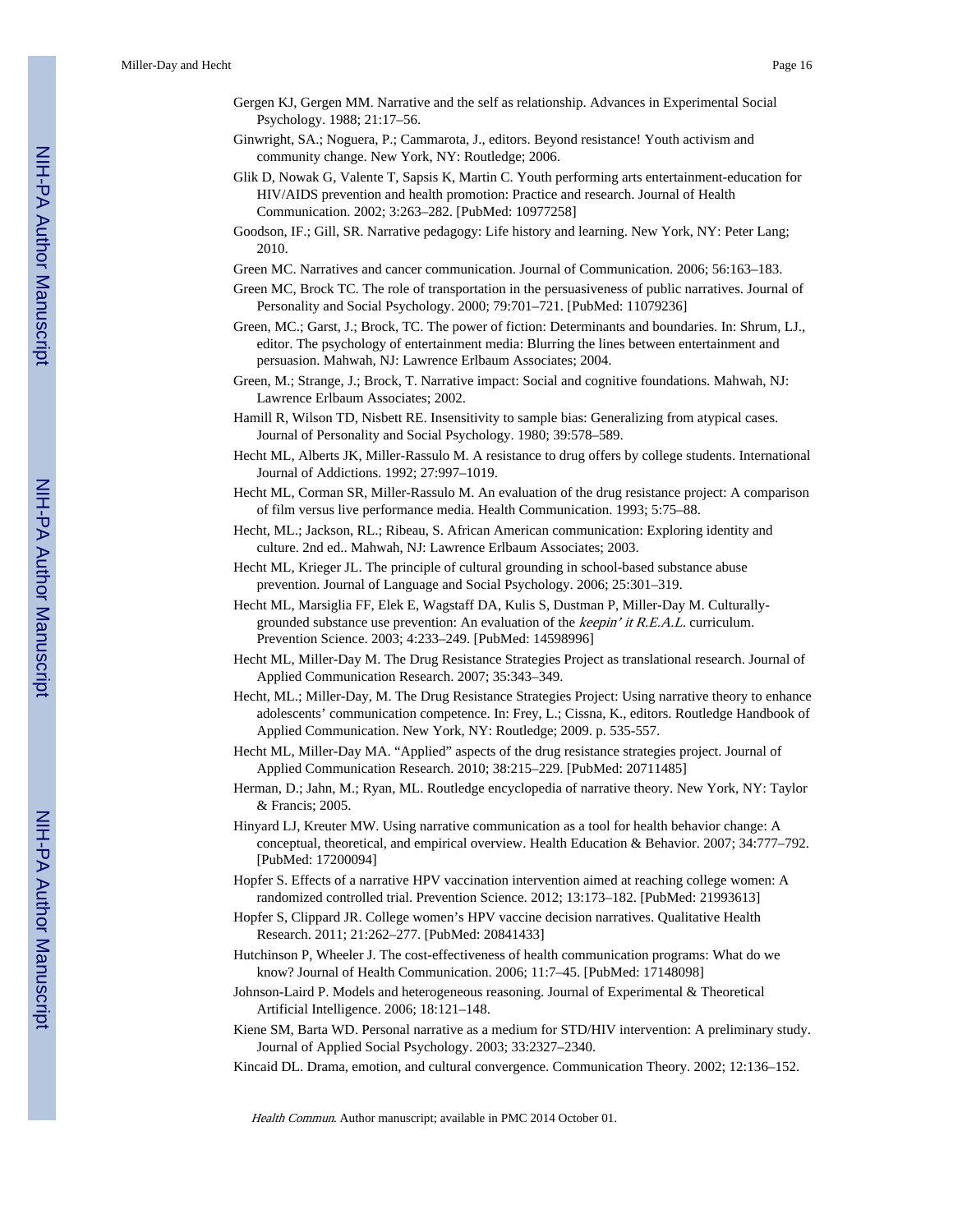Gergen KJ, Gergen MM. Narrative and the self as relationship. Advances in Experimental Social Psychology. 1988; 21:17–56.

Ginwright, SA.; Noguera, P.; Cammarota, J., editors. Beyond resistance! Youth activism and community change. New York, NY: Routledge; 2006.

Glik D, Nowak G, Valente T, Sapsis K, Martin C. Youth performing arts entertainment-education for HIV/AIDS prevention and health promotion: Practice and research. Journal of Health Communication. 2002; 3:263–282. [PubMed: 10977258]

Goodson, IF.; Gill, SR. Narrative pedagogy: Life history and learning. New York, NY: Peter Lang; 2010.

Green MC. Narratives and cancer communication. Journal of Communication. 2006; 56:163–183.

Green MC, Brock TC. The role of transportation in the persuasiveness of public narratives. Journal of Personality and Social Psychology. 2000; 79:701–721. [PubMed: 11079236]

Green, MC.; Garst, J.; Brock, TC. The power of fiction: Determinants and boundaries. In: Shrum, LJ., editor. The psychology of entertainment media: Blurring the lines between entertainment and persuasion. Mahwah, NJ: Lawrence Erlbaum Associates; 2004.

Green, M.; Strange, J.; Brock, T. Narrative impact: Social and cognitive foundations. Mahwah, NJ: Lawrence Erlbaum Associates; 2002.

Hamill R, Wilson TD, Nisbett RE. Insensitivity to sample bias: Generalizing from atypical cases. Journal of Personality and Social Psychology. 1980; 39:578–589.

Hecht ML, Alberts JK, Miller-Rassulo M. A resistance to drug offers by college students. International Journal of Addictions. 1992; 27:997–1019.

Hecht ML, Corman SR, Miller-Rassulo M. An evaluation of the drug resistance project: A comparison of film versus live performance media. Health Communication. 1993; 5:75–88.

Hecht, ML.; Jackson, RL.; Ribeau, S. African American communication: Exploring identity and culture. 2nd ed.. Mahwah, NJ: Lawrence Erlbaum Associates; 2003.

Hecht ML, Krieger JL. The principle of cultural grounding in school-based substance abuse prevention. Journal of Language and Social Psychology. 2006; 25:301–319.

Hecht ML, Marsiglia FF, Elek E, Wagstaff DA, Kulis S, Dustman P, Miller-Day M. Culturally-grounded substance use prevention: An evaluation of the *keepin' it R.E.A.L.* curriculum. Prevention Science. 2003; 4:233–249. [PubMed: 14598996]

Hecht ML, Miller-Day M. The Drug Resistance Strategies Project as translational research. Journal of Applied Communication Research. 2007; 35:343–349.

Hecht, ML.; Miller-Day, M. The Drug Resistance Strategies Project: Using narrative theory to enhance adolescents' communication competence. In: Frey, L.; Cissna, K., editors. Routledge Handbook of Applied Communication. New York, NY: Routledge; 2009. p. 535-557.

Hecht ML, Miller-Day MA. "Applied" aspects of the drug resistance strategies project. Journal of Applied Communication Research. 2010; 38:215–229. [PubMed: 20711485]

Herman, D.; Jahn, M.; Ryan, ML. Routledge encyclopedia of narrative theory. New York, NY: Taylor & Francis; 2005.

Hinyard LJ, Kreuter MW. Using narrative communication as a tool for health behavior change: A conceptual, theoretical, and empirical overview. Health Education & Behavior. 2007; 34:777–792. [PubMed: 17200094]

Hopfer S. Effects of a narrative HPV vaccination intervention aimed at reaching college women: A randomized controlled trial. Prevention Science. 2012; 13:173–182. [PubMed: 21993613]

Hopfer S, Clippard JR. College women's HPV vaccine decision narratives. Qualitative Health Research. 2011; 21:262–277. [PubMed: 20841433]

Hutchinson P, Wheeler J. The cost-effectiveness of health communication programs: What do we know? Journal of Health Communication. 2006; 11:7–45. [PubMed: 17148098]

Johnson-Laird P. Models and heterogeneous reasoning. Journal of Experimental & Theoretical Artificial Intelligence. 2006; 18:121–148.

Kiene SM, Barta WD. Personal narrative as a medium for STD/HIV intervention: A preliminary study. Journal of Applied Social Psychology. 2003; 33:2327–2340.

Kincaid DL. Drama, emotion, and cultural convergence. Communication Theory. 2002; 12:136–152.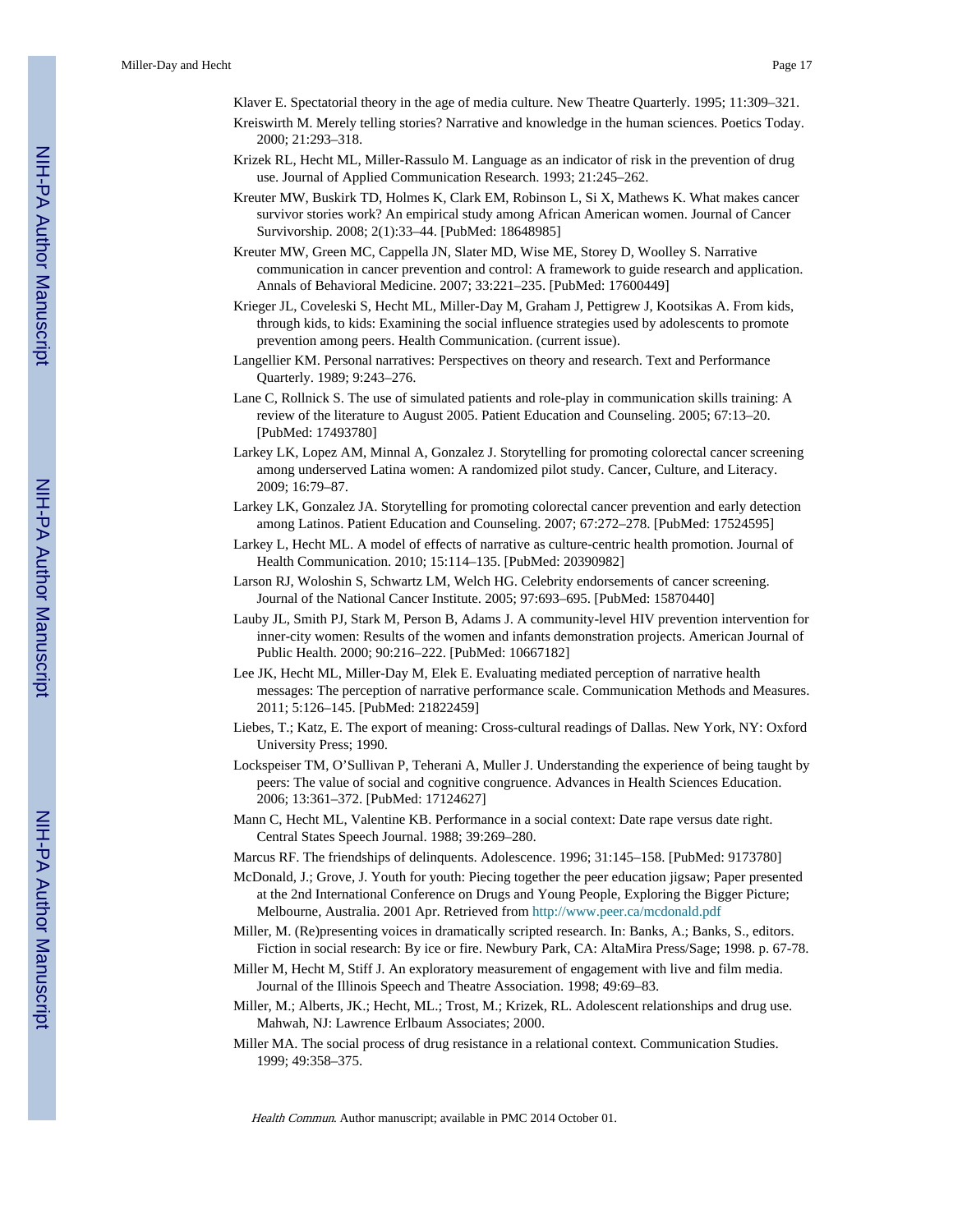Klaver E. Spectatorial theory in the age of media culture. New Theatre Quarterly. 1995; 11:309–321.

Kreiswirth M. Merely telling stories? Narrative and knowledge in the human sciences. Poetics Today. 2000; 21:293–318.

Krizek RL, Hecht ML, Miller-Rassulo M. Language as an indicator of risk in the prevention of drug use. Journal of Applied Communication Research. 1993; 21:245–262.

Kreuter MW, Buskirk TD, Holmes K, Clark EM, Robinson L, Si X, Mathews K. What makes cancer survivor stories work? An empirical study among African American women. Journal of Cancer Survivorship. 2008; 2(1):33–44. [PubMed: 18648985]

Kreuter MW, Green MC, Cappella JN, Slater MD, Wise ME, Storey D, Woolley S. Narrative communication in cancer prevention and control: A framework to guide research and application. Annals of Behavioral Medicine. 2007; 33:221–235. [PubMed: 17600449]

Krieger JL, Coveleski S, Hecht ML, Miller-Day M, Graham J, Pettigrew J, Kootsikas A. From kids, through kids, to kids: Examining the social influence strategies used by adolescents to promote prevention among peers. Health Communication. (current issue).

Langellier KM. Personal narratives: Perspectives on theory and research. Text and Performance Quarterly. 1989; 9:243–276.

Lane C, Rollnick S. The use of simulated patients and role-play in communication skills training: A review of the literature to August 2005. Patient Education and Counseling. 2005; 67:13–20. [PubMed: 17493780]

Larkey LK, Lopez AM, Minnal A, Gonzalez J. Storytelling for promoting colorectal cancer screening among underserved Latina women: A randomized pilot study. Cancer, Culture, and Literacy. 2009; 16:79–87.

Larkey LK, Gonzalez JA. Storytelling for promoting colorectal cancer prevention and early detection among Latinos. Patient Education and Counseling. 2007; 67:272–278. [PubMed: 17524595]

Larkey L, Hecht ML. A model of effects of narrative as culture-centric health promotion. Journal of Health Communication. 2010; 15:114–135. [PubMed: 20390982]

Larson RJ, Woloshin S, Schwartz LM, Welch HG. Celebrity endorsements of cancer screening. Journal of the National Cancer Institute. 2005; 97:693–695. [PubMed: 15870440]

Lauby JL, Smith PJ, Stark M, Person B, Adams J. A community-level HIV prevention intervention for inner-city women: Results of the women and infants demonstration projects. American Journal of Public Health. 2000; 90:216–222. [PubMed: 10667182]

Lee JK, Hecht ML, Miller-Day M, Elek E. Evaluating mediated perception of narrative health messages: The perception of narrative performance scale. Communication Methods and Measures. 2011; 5:126–145. [PubMed: 21822459]

Liebes, T.; Katz, E. The export of meaning: Cross-cultural readings of Dallas. New York, NY: Oxford University Press; 1990.

Lockspeiser TM, O'Sullivan P, Teherani A, Muller J. Understanding the experience of being taught by peers: The value of social and cognitive congruence. Advances in Health Sciences Education. 2006; 13:361–372. [PubMed: 17124627]

Mann C, Hecht ML, Valentine KB. Performance in a social context: Date rape versus date right. Central States Speech Journal. 1988; 39:269–280.

Marcus RF. The friendships of delinquents. Adolescence. 1996; 31:145–158. [PubMed: 9173780]

McDonald, J.; Grove, J. Youth for youth: Piecing together the peer education jigsaw; Paper presented at the 2nd International Conference on Drugs and Young People, Exploring the Bigger Picture; Melbourne, Australia. 2001 Apr. Retrieved from http://www.peer.ca/mcdonald.pdf

Miller, M. (Re)presenting voices in dramatically scripted research. In: Banks, A.; Banks, S., editors. Fiction in social research: By ice or fire. Newbury Park, CA: AltaMira Press/Sage; 1998. p. 67-78.

Miller M, Hecht M, Stiff J. An exploratory measurement of engagement with live and film media. Journal of the Illinois Speech and Theatre Association. 1998; 49:69–83.

Miller, M.; Alberts, JK.; Hecht, ML.; Trost, M.; Krizek, RL. Adolescent relationships and drug use. Mahwah, NJ: Lawrence Erlbaum Associates; 2000.

Miller MA. The social process of drug resistance in a relational context. Communication Studies. 1999; 49:358–375.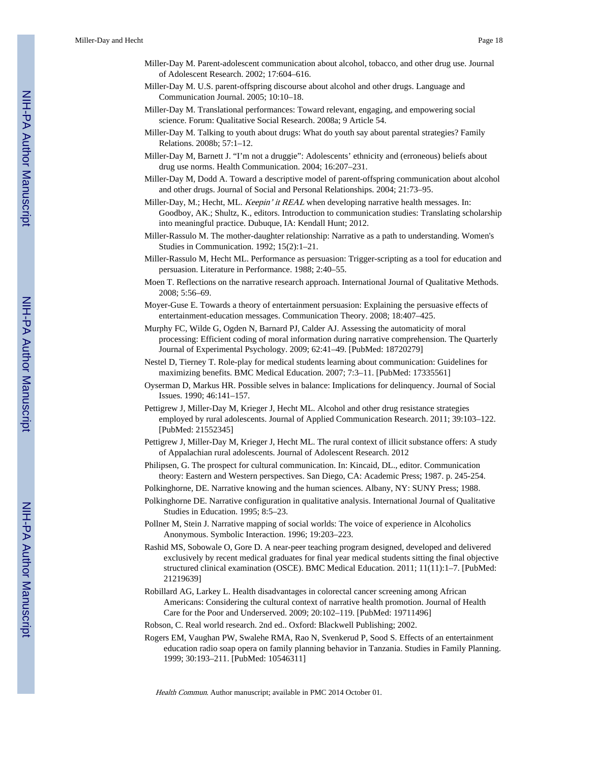Miller-Day M. Parent-adolescent communication about alcohol, tobacco, and other drug use. Journal of Adolescent Research. 2002; 17:604–616.

Miller-Day M. U.S. parent-offspring discourse about alcohol and other drugs. Language and Communication Journal. 2005; 10:10–18.

Miller-Day M. Translational performances: Toward relevant, engaging, and empowering social science. Forum: Qualitative Social Research. 2008a; 9 Article 54.

Miller-Day M. Talking to youth about drugs: What do youth say about parental strategies? Family Relations. 2008b; 57:1–12.

Miller-Day M, Barnett J. "I'm not a druggie": Adolescents' ethnicity and (erroneous) beliefs about drug use norms. Health Communication. 2004; 16:207–231.

Miller-Day M, Dodd A. Toward a descriptive model of parent-offspring communication about alcohol and other drugs. Journal of Social and Personal Relationships. 2004; 21:73–95.

Miller-Day, M.; Hecht, ML. *Keepin' it REAL* when developing narrative health messages. In: Goodboy, AK.; Shultz, K., editors. Introduction to communication studies: Translating scholarship into meaningful practice. Dubuque, IA: Kendall Hunt; 2012.

Miller-Rassulo M. The mother-daughter relationship: Narrative as a path to understanding. Women's Studies in Communication. 1992; 15(2):1–21.

Miller-Rassulo M, Hecht ML. Performance as persuasion: Trigger-scripting as a tool for education and persuasion. Literature in Performance. 1988; 2:40–55.

Moen T. Reflections on the narrative research approach. International Journal of Qualitative Methods. 2008; 5:56–69.

Moyer-Guse E. Towards a theory of entertainment persuasion: Explaining the persuasive effects of entertainment-education messages. Communication Theory. 2008; 18:407–425.

Murphy FC, Wilde G, Ogden N, Barnard PJ, Calder AJ. Assessing the automaticity of moral processing: Efficient coding of moral information during narrative comprehension. The Quarterly Journal of Experimental Psychology. 2009; 62:41–49. [PubMed: 18720279]

Nestel D, Tierney T. Role-play for medical students learning about communication: Guidelines for maximizing benefits. BMC Medical Education. 2007; 7:3–11. [PubMed: 17335561]

Oyserman D, Markus HR. Possible selves in balance: Implications for delinquency. Journal of Social Issues. 1990; 46:141–157.

Pettigrew J, Miller-Day M, Krieger J, Hecht ML. Alcohol and other drug resistance strategies employed by rural adolescents. Journal of Applied Communication Research. 2011; 39:103–122. [PubMed: 21552345]

Pettigrew J, Miller-Day M, Krieger J, Hecht ML. The rural context of illicit substance offers: A study of Appalachian rural adolescents. Journal of Adolescent Research. 2012

Philipsen, G. The prospect for cultural communication. In: Kincaid, DL., editor. Communication theory: Eastern and Western perspectives. San Diego, CA: Academic Press; 1987. p. 245-254.

Polkinghorne, DE. Narrative knowing and the human sciences. Albany, NY: SUNY Press; 1988.

Polkinghorne DE. Narrative configuration in qualitative analysis. International Journal of Qualitative Studies in Education. 1995; 8:5–23.

Pollner M, Stein J. Narrative mapping of social worlds: The voice of experience in Alcoholics Anonymous. Symbolic Interaction. 1996; 19:203–223.

Rashid MS, Sobowale O, Gore D. A near-peer teaching program designed, developed and delivered exclusively by recent medical graduates for final year medical students sitting the final objective structured clinical examination (OSCE). BMC Medical Education. 2011; 11(11):1–7. [PubMed: 21219639]

Robillard AG, Larkey L. Health disadvantages in colorectal cancer screening among African Americans: Considering the cultural context of narrative health promotion. Journal of Health Care for the Poor and Underserved. 2009; 20:102–119. [PubMed: 19711496]

Robson, C. Real world research. 2nd ed.. Oxford: Blackwell Publishing; 2002.

Rogers EM, Vaughan PW, Swalehe RMA, Rao N, Svenkerud P, Sood S. Effects of an entertainment education radio soap opera on family planning behavior in Tanzania. Studies in Family Planning. 1999; 30:193–211. [PubMed: 10546311]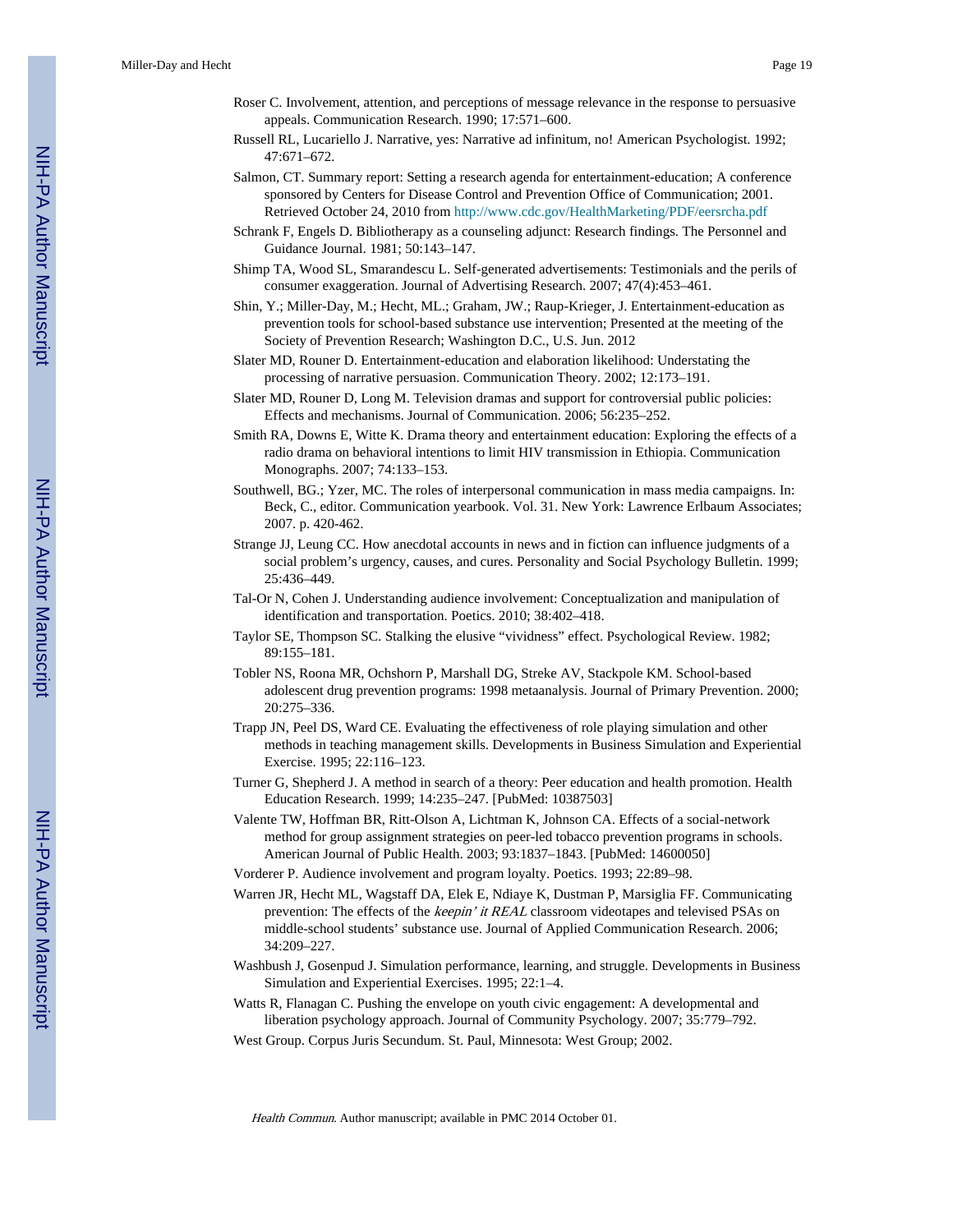Roser C. Involvement, attention, and perceptions of message relevance in the response to persuasive appeals. Communication Research. 1990; 17:571–600.

Russell RL, Lucariello J. Narrative, yes: Narrative ad infinitum, no! American Psychologist. 1992; 47:671–672.

Salmon, CT. Summary report: Setting a research agenda for entertainment-education; A conference sponsored by Centers for Disease Control and Prevention Office of Communication; 2001. Retrieved October 24, 2010 from http://www.cdc.gov/HealthMarketing/PDF/eersrcha.pdf

Schrank F, Engels D. Bibliotherapy as a counseling adjunct: Research findings. The Personnel and Guidance Journal. 1981; 50:143–147.

Shimp TA, Wood SL, Smarandescu L. Self-generated advertisements: Testimonials and the perils of consumer exaggeration. Journal of Advertising Research. 2007; 47(4):453–461.

Shin, Y.; Miller-Day, M.; Hecht, ML.; Graham, JW.; Raup-Krieger, J. Entertainment-education as prevention tools for school-based substance use intervention; Presented at the meeting of the Society of Prevention Research; Washington D.C., U.S. Jun. 2012

Slater MD, Rouner D. Entertainment-education and elaboration likelihood: Understating the processing of narrative persuasion. Communication Theory. 2002; 12:173–191.

Slater MD, Rouner D, Long M. Television dramas and support for controversial public policies: Effects and mechanisms. Journal of Communication. 2006; 56:235–252.

Smith RA, Downs E, Witte K. Drama theory and entertainment education: Exploring the effects of a radio drama on behavioral intentions to limit HIV transmission in Ethiopia. Communication Monographs. 2007; 74:133–153.

Southwell, BG.; Yzer, MC. The roles of interpersonal communication in mass media campaigns. In: Beck, C., editor. Communication yearbook. Vol. 31. New York: Lawrence Erlbaum Associates; 2007. p. 420-462.

Strange JJ, Leung CC. How anecdotal accounts in news and in fiction can influence judgments of a social problem's urgency, causes, and cures. Personality and Social Psychology Bulletin. 1999; 25:436–449.

Tal-Or N, Cohen J. Understanding audience involvement: Conceptualization and manipulation of identification and transportation. Poetics. 2010; 38:402–418.

Taylor SE, Thompson SC. Stalking the elusive "vividness" effect. Psychological Review. 1982; 89:155–181.

Tobler NS, Roona MR, Ochshorn P, Marshall DG, Streke AV, Stackpole KM. School-based adolescent drug prevention programs: 1998 metaanalysis. Journal of Primary Prevention. 2000; 20:275–336.

Trapp JN, Peel DS, Ward CE. Evaluating the effectiveness of role playing simulation and other methods in teaching management skills. Developments in Business Simulation and Experiential Exercise. 1995; 22:116–123.

Turner G, Shepherd J. A method in search of a theory: Peer education and health promotion. Health Education Research. 1999; 14:235–247. [PubMed: 10387503]

Valente TW, Hoffman BR, Ritt-Olson A, Lichtman K, Johnson CA. Effects of a social-network method for group assignment strategies on peer-led tobacco prevention programs in schools. American Journal of Public Health. 2003; 93:1837–1843. [PubMed: 14600050]

Vorderer P. Audience involvement and program loyalty. Poetics. 1993; 22:89–98.

Warren JR, Hecht ML, Wagstaff DA, Elek E, Ndiaye K, Dustman P, Marsiglia FF. Communicating prevention: The effects of the *keepin' it REAL* classroom videotapes and televised PSAs on middle-school students' substance use. Journal of Applied Communication Research. 2006; 34:209–227.

Washbush J, Gosenpud J. Simulation performance, learning, and struggle. Developments in Business Simulation and Experiential Exercises. 1995; 22:1–4.

Watts R, Flanagan C. Pushing the envelope on youth civic engagement: A developmental and liberation psychology approach. Journal of Community Psychology. 2007; 35:779–792.

West Group. Corpus Juris Secundum. St. Paul, Minnesota: West Group; 2002.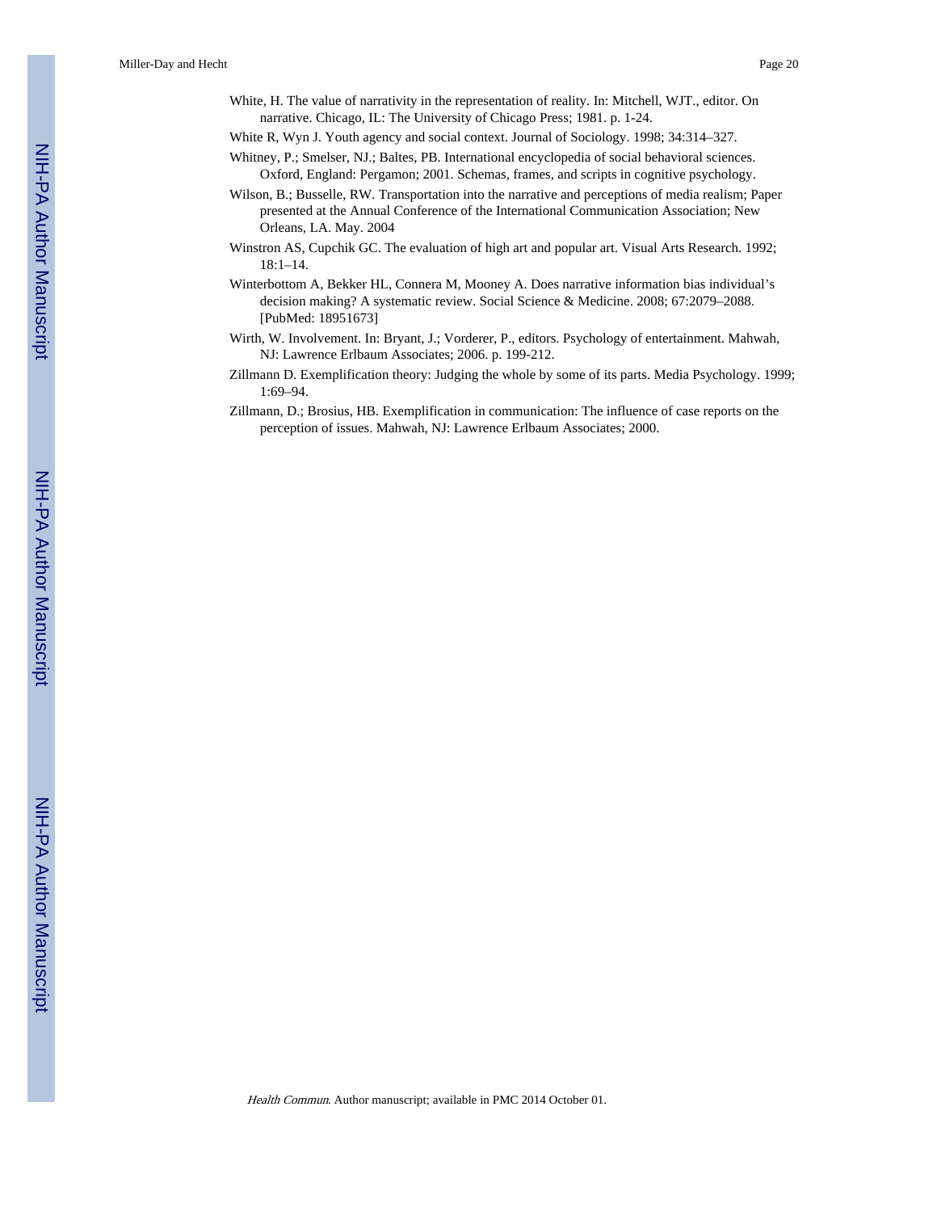White, H. The value of narrativity in the representation of reality. In: Mitchell, WJT., editor. On narrative. Chicago, IL: The University of Chicago Press; 1981. p. 1-24.

White R, Wyn J. Youth agency and social context. Journal of Sociology. 1998; 34:314–327.

Whitney, P.; Smelser, NJ.; Baltes, PB. International encyclopedia of social behavioral sciences. Oxford, England: Pergamon; 2001. Schemas, frames, and scripts in cognitive psychology.

Wilson, B.; Busselle, RW. Transportation into the narrative and perceptions of media realism; Paper presented at the Annual Conference of the International Communication Association; New Orleans, LA. May. 2004

Winstron AS, Cupchik GC. The evaluation of high art and popular art. Visual Arts Research. 1992; 18:1–14.

Winterbottom A, Bekker HL, Connera M, Mooney A. Does narrative information bias individual's decision making? A systematic review. Social Science & Medicine. 2008; 67:2079–2088. [PubMed: 18951673]

Wirth, W. Involvement. In: Bryant, J.; Vorderer, P., editors. Psychology of entertainment. Mahwah, NJ: Lawrence Erlbaum Associates; 2006. p. 199-212.

Zillmann D. Exemplification theory: Judging the whole by some of its parts. Media Psychology. 1999; 1:69–94.

Zillmann, D.; Brosius, HB. Exemplification in communication: The influence of case reports on the perception of issues. Mahwah, NJ: Lawrence Erlbaum Associates; 2000.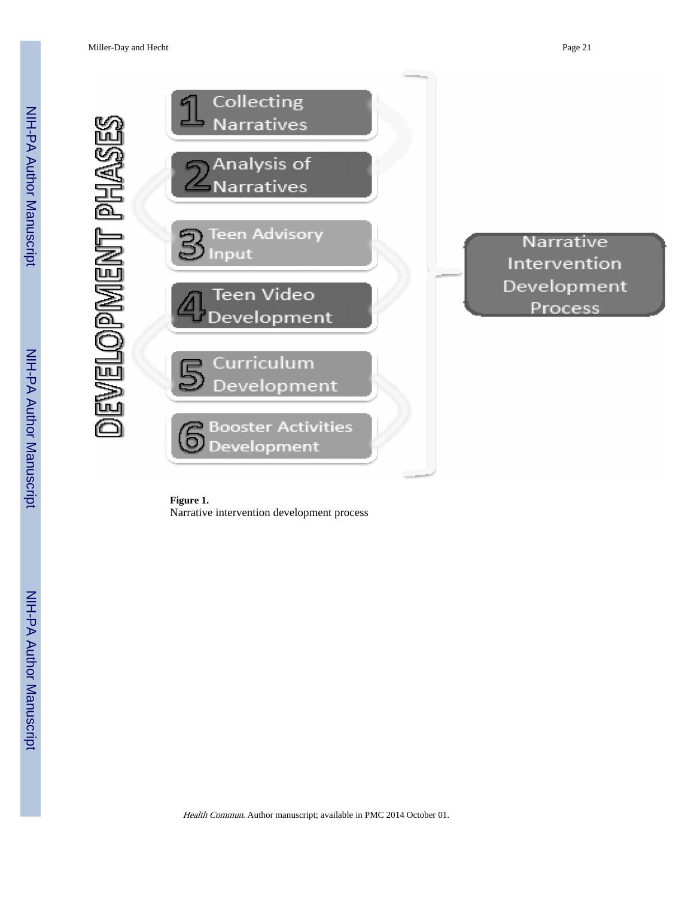**Figure 1.**
Narrative intervention development process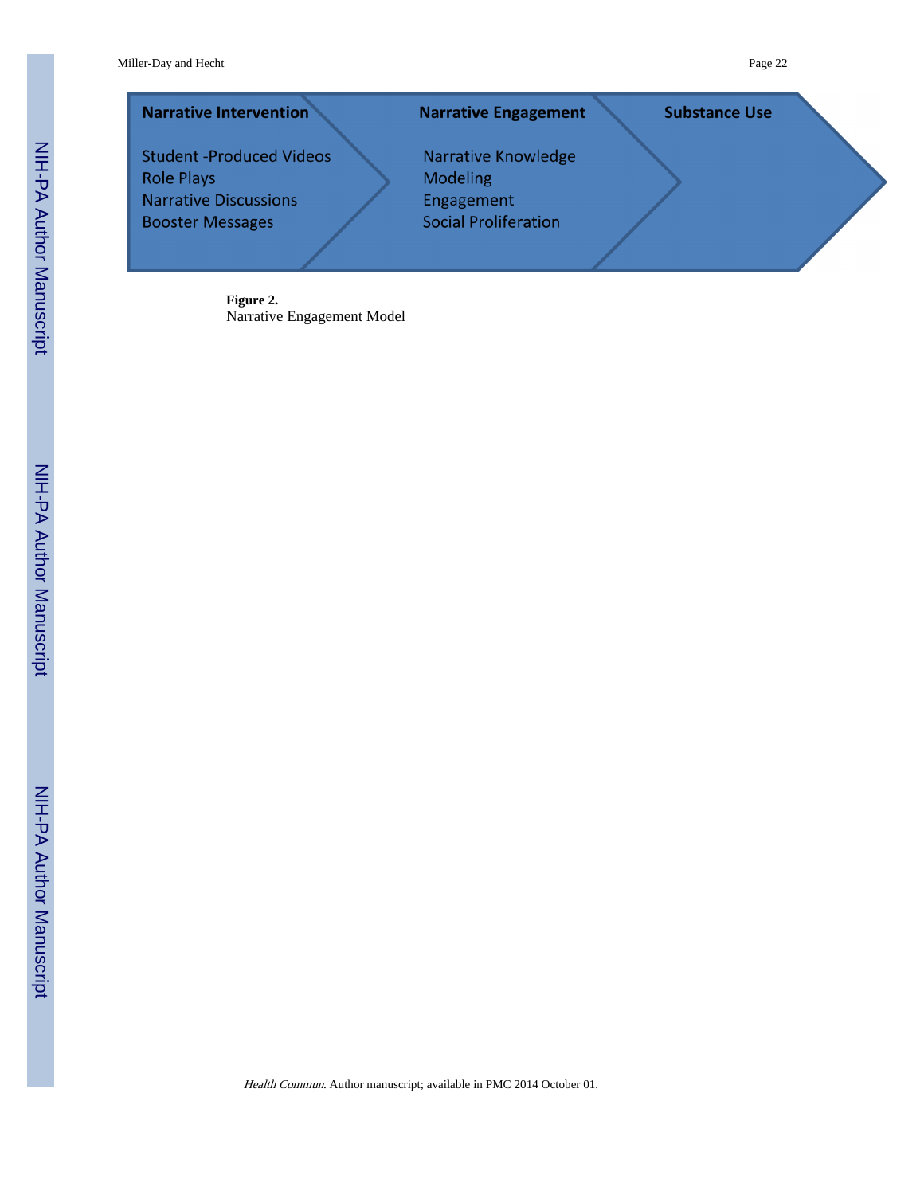Narrative Intervention

Student -Produced Videos
Role Plays
Narrative Discussions
Booster Messages

Narrative Engagement

Narrative Knowledge
Modeling
Engagement
Social Proliferation

Substance Use

**Figure 2.**
Narrative Engagement Model